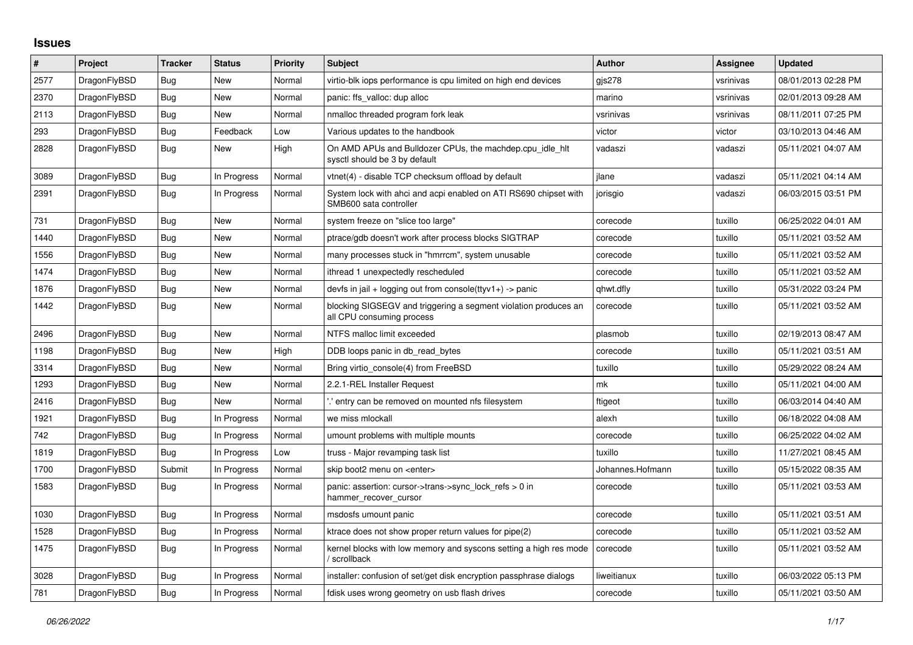# Issues

| # | Project | Tracker | Status | Priority | Subject | Author | Assignee | Updated |
|---|---|---|---|---|---|---|---|---|
| 2577 | DragonFlyBSD | Bug | New | Normal | virtio-blk iops performance is cpu limited on high end devices | gjs278 | vsrinivas | 08/01/2013 02:28 PM |
| 2370 | DragonFlyBSD | Bug | New | Normal | panic: ffs_valloc: dup alloc | marino | vsrinivas | 02/01/2013 09:28 AM |
| 2113 | DragonFlyBSD | Bug | New | Normal | nmalloc threaded program fork leak | vsrinivas | vsrinivas | 08/11/2011 07:25 PM |
| 293 | DragonFlyBSD | Bug | Feedback | Low | Various updates to the handbook | victor | victor | 03/10/2013 04:46 AM |
| 2828 | DragonFlyBSD | Bug | New | High | On AMD APUs and Bulldozer CPUs, the machdep.cpu_idle_hlt sysctl should be 3 by default | vadaszi | vadaszi | 05/11/2021 04:07 AM |
| 3089 | DragonFlyBSD | Bug | In Progress | Normal | vtnet(4) - disable TCP checksum offload by default | jlane | vadaszi | 05/11/2021 04:14 AM |
| 2391 | DragonFlyBSD | Bug | In Progress | Normal | System lock with ahci and acpi enabled on ATI RS690 chipset with SMB600 sata controller | jorisgio | vadaszi | 06/03/2015 03:51 PM |
| 731 | DragonFlyBSD | Bug | New | Normal | system freeze on "slice too large" | corecode | tuxillo | 06/25/2022 04:01 AM |
| 1440 | DragonFlyBSD | Bug | New | Normal | ptrace/gdb doesn't work after process blocks SIGTRAP | corecode | tuxillo | 05/11/2021 03:52 AM |
| 1556 | DragonFlyBSD | Bug | New | Normal | many processes stuck in "hmrrcm", system unusable | corecode | tuxillo | 05/11/2021 03:52 AM |
| 1474 | DragonFlyBSD | Bug | New | Normal | ithread 1 unexpectedly rescheduled | corecode | tuxillo | 05/11/2021 03:52 AM |
| 1876 | DragonFlyBSD | Bug | New | Normal | devfs in jail + logging out from console(ttyv1+) -> panic | qhwt.dfly | tuxillo | 05/31/2022 03:24 PM |
| 1442 | DragonFlyBSD | Bug | New | Normal | blocking SIGSEGV and triggering a segment violation produces an all CPU consuming process | corecode | tuxillo | 05/11/2021 03:52 AM |
| 2496 | DragonFlyBSD | Bug | New | Normal | NTFS malloc limit exceeded | plasmob | tuxillo | 02/19/2013 08:47 AM |
| 1198 | DragonFlyBSD | Bug | New | High | DDB loops panic in db_read_bytes | corecode | tuxillo | 05/11/2021 03:51 AM |
| 3314 | DragonFlyBSD | Bug | New | Normal | Bring virtio_console(4) from FreeBSD | tuxillo | tuxillo | 05/29/2022 08:24 AM |
| 1293 | DragonFlyBSD | Bug | New | Normal | 2.2.1-REL Installer Request | mk | tuxillo | 05/11/2021 04:00 AM |
| 2416 | DragonFlyBSD | Bug | New | Normal | '.' entry can be removed on mounted nfs filesystem | ftigeot | tuxillo | 06/03/2014 04:40 AM |
| 1921 | DragonFlyBSD | Bug | In Progress | Normal | we miss mlockall | alexh | tuxillo | 06/18/2022 04:08 AM |
| 742 | DragonFlyBSD | Bug | In Progress | Normal | umount problems with multiple mounts | corecode | tuxillo | 06/25/2022 04:02 AM |
| 1819 | DragonFlyBSD | Bug | In Progress | Low | truss - Major revamping task list | tuxillo | tuxillo | 11/27/2021 08:45 AM |
| 1700 | DragonFlyBSD | Submit | In Progress | Normal | skip boot2 menu on <enter> | Johannes.Hofmann | tuxillo | 05/15/2022 08:35 AM |
| 1583 | DragonFlyBSD | Bug | In Progress | Normal | panic: assertion: cursor->trans->sync_lock_refs > 0 in hammer_recover_cursor | corecode | tuxillo | 05/11/2021 03:53 AM |
| 1030 | DragonFlyBSD | Bug | In Progress | Normal | msdosfs umount panic | corecode | tuxillo | 05/11/2021 03:51 AM |
| 1528 | DragonFlyBSD | Bug | In Progress | Normal | ktrace does not show proper return values for pipe(2) | corecode | tuxillo | 05/11/2021 03:52 AM |
| 1475 | DragonFlyBSD | Bug | In Progress | Normal | kernel blocks with low memory and syscons setting a high res mode / scrollback | corecode | tuxillo | 05/11/2021 03:52 AM |
| 3028 | DragonFlyBSD | Bug | In Progress | Normal | installer: confusion of set/get disk encryption passphrase dialogs | liweitianux | tuxillo | 06/03/2022 05:13 PM |
| 781 | DragonFlyBSD | Bug | In Progress | Normal | fdisk uses wrong geometry on usb flash drives | corecode | tuxillo | 05/11/2021 03:50 AM |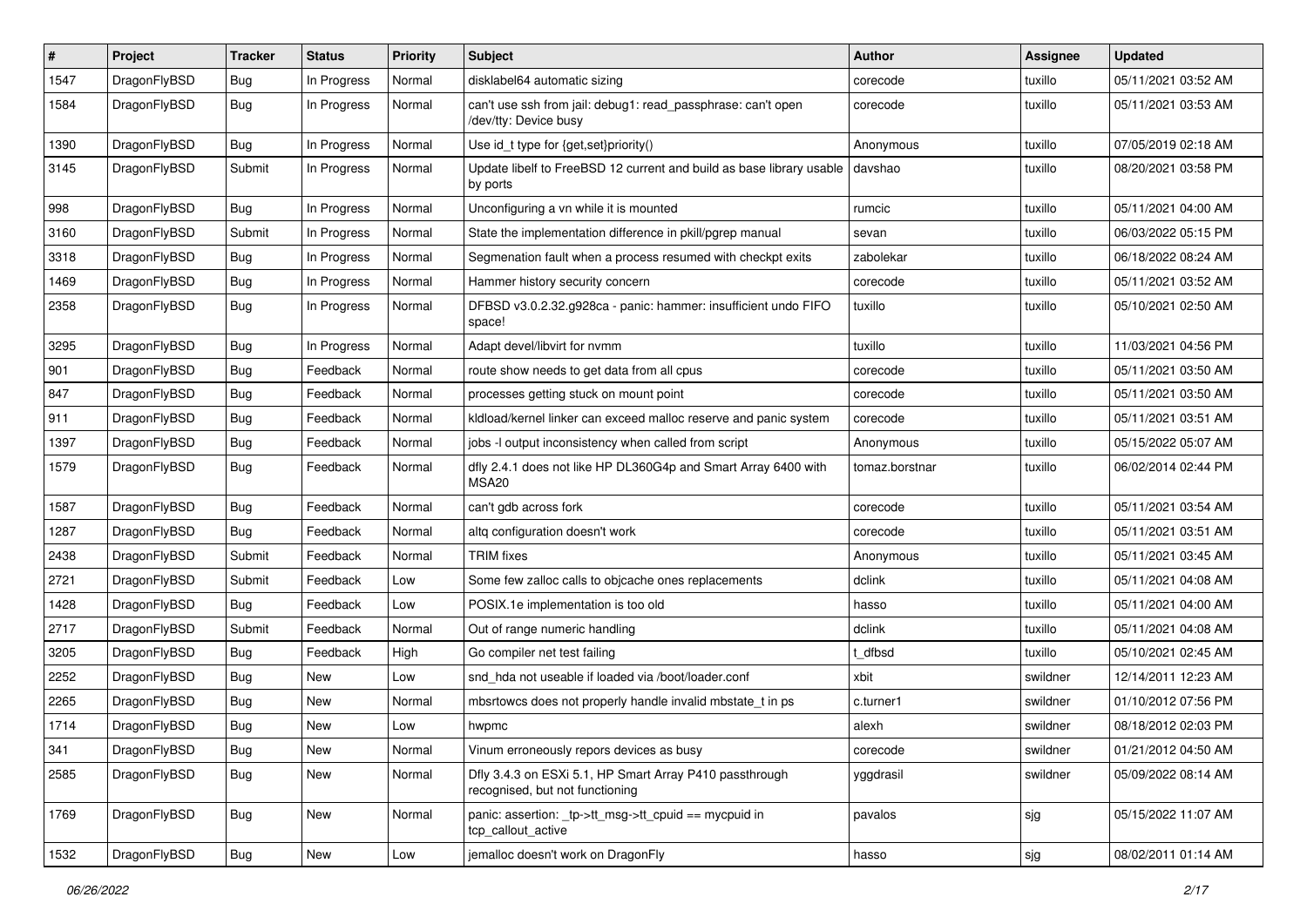| # | Project | Tracker | Status | Priority | Subject | Author | Assignee | Updated |
|---|---|---|---|---|---|---|---|---|
| 1547 | DragonFlyBSD | Bug | In Progress | Normal | disklabel64 automatic sizing | corecode | tuxillo | 05/11/2021 03:52 AM |
| 1584 | DragonFlyBSD | Bug | In Progress | Normal | can't use ssh from jail: debug1: read_passphrase: can't open /dev/tty: Device busy | corecode | tuxillo | 05/11/2021 03:53 AM |
| 1390 | DragonFlyBSD | Bug | In Progress | Normal | Use id_t type for {get,set}priority() | Anonymous | tuxillo | 07/05/2019 02:18 AM |
| 3145 | DragonFlyBSD | Submit | In Progress | Normal | Update libelf to FreeBSD 12 current and build as base library usable by ports | davshao | tuxillo | 08/20/2021 03:58 PM |
| 998 | DragonFlyBSD | Bug | In Progress | Normal | Unconfiguring a vn while it is mounted | rumcic | tuxillo | 05/11/2021 04:00 AM |
| 3160 | DragonFlyBSD | Submit | In Progress | Normal | State the implementation difference in pkill/pgrep manual | sevan | tuxillo | 06/03/2022 05:15 PM |
| 3318 | DragonFlyBSD | Bug | In Progress | Normal | Segmenation fault when a process resumed with checkpt exits | zabolekar | tuxillo | 06/18/2022 08:24 AM |
| 1469 | DragonFlyBSD | Bug | In Progress | Normal | Hammer history security concern | corecode | tuxillo | 05/11/2021 03:52 AM |
| 2358 | DragonFlyBSD | Bug | In Progress | Normal | DFBSD v3.0.2.32.g928ca - panic: hammer: insufficient undo FIFO space! | tuxillo | tuxillo | 05/10/2021 02:50 AM |
| 3295 | DragonFlyBSD | Bug | In Progress | Normal | Adapt devel/libvirt for nvmm | tuxillo | tuxillo | 11/03/2021 04:56 PM |
| 901 | DragonFlyBSD | Bug | Feedback | Normal | route show needs to get data from all cpus | corecode | tuxillo | 05/11/2021 03:50 AM |
| 847 | DragonFlyBSD | Bug | Feedback | Normal | processes getting stuck on mount point | corecode | tuxillo | 05/11/2021 03:50 AM |
| 911 | DragonFlyBSD | Bug | Feedback | Normal | kldload/kernel linker can exceed malloc reserve and panic system | corecode | tuxillo | 05/11/2021 03:51 AM |
| 1397 | DragonFlyBSD | Bug | Feedback | Normal | jobs -l output inconsistency when called from script | Anonymous | tuxillo | 05/15/2022 05:07 AM |
| 1579 | DragonFlyBSD | Bug | Feedback | Normal | dfly 2.4.1 does not like HP DL360G4p and Smart Array 6400 with MSA20 | tomaz.borstnar | tuxillo | 06/02/2014 02:44 PM |
| 1587 | DragonFlyBSD | Bug | Feedback | Normal | can't gdb across fork | corecode | tuxillo | 05/11/2021 03:54 AM |
| 1287 | DragonFlyBSD | Bug | Feedback | Normal | altq configuration doesn't work | corecode | tuxillo | 05/11/2021 03:51 AM |
| 2438 | DragonFlyBSD | Submit | Feedback | Normal | TRIM fixes | Anonymous | tuxillo | 05/11/2021 03:45 AM |
| 2721 | DragonFlyBSD | Submit | Feedback | Low | Some few zalloc calls to objcache ones replacements | dclink | tuxillo | 05/11/2021 04:08 AM |
| 1428 | DragonFlyBSD | Bug | Feedback | Low | POSIX.1e implementation is too old | hasso | tuxillo | 05/11/2021 04:00 AM |
| 2717 | DragonFlyBSD | Submit | Feedback | Normal | Out of range numeric handling | dclink | tuxillo | 05/11/2021 04:08 AM |
| 3205 | DragonFlyBSD | Bug | Feedback | High | Go compiler net test failing | t_dfbsd | tuxillo | 05/10/2021 02:45 AM |
| 2252 | DragonFlyBSD | Bug | New | Low | snd_hda not useable if loaded via /boot/loader.conf | xbit | swildner | 12/14/2011 12:23 AM |
| 2265 | DragonFlyBSD | Bug | New | Normal | mbsrtowcs does not properly handle invalid mbstate_t in ps | c.turner1 | swildner | 01/10/2012 07:56 PM |
| 1714 | DragonFlyBSD | Bug | New | Low | hwpmc | alexh | swildner | 08/18/2012 02:03 PM |
| 341 | DragonFlyBSD | Bug | New | Normal | Vinum erroneously repors devices as busy | corecode | swildner | 01/21/2012 04:50 AM |
| 2585 | DragonFlyBSD | Bug | New | Normal | Dfly 3.4.3 on ESXi 5.1, HP Smart Array P410 passthrough recognised, but not functioning | yggdrasil | swildner | 05/09/2022 08:14 AM |
| 1769 | DragonFlyBSD | Bug | New | Normal | panic: assertion: _tp->tt_msg->tt_cpuid == mycpuid in tcp_callout_active | pavalos | sjg | 05/15/2022 11:07 AM |
| 1532 | DragonFlyBSD | Bug | New | Low | jemalloc doesn't work on DragonFly | hasso | sjg | 08/02/2011 01:14 AM |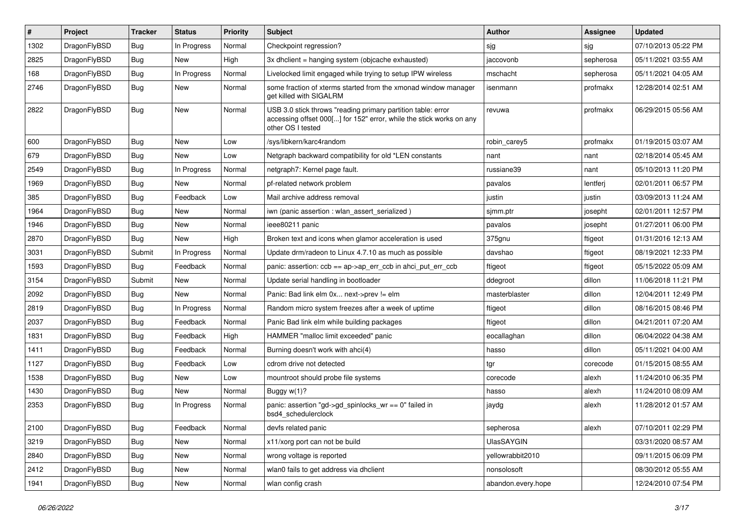| # | Project | Tracker | Status | Priority | Subject | Author | Assignee | Updated |
|---|---|---|---|---|---|---|---|---|
| 1302 | DragonFlyBSD | Bug | In Progress | Normal | Checkpoint regression? | sjg | sjg | 07/10/2013 05:22 PM |
| 2825 | DragonFlyBSD | Bug | New | High | 3x dhclient = hanging system (objcache exhausted) | jaccovonb | sepherosa | 05/11/2021 03:55 AM |
| 168 | DragonFlyBSD | Bug | In Progress | Normal | Livelocked limit engaged while trying to setup IPW wireless | mschacht | sepherosa | 05/11/2021 04:05 AM |
| 2746 | DragonFlyBSD | Bug | New | Normal | some fraction of xterms started from the xmonad window manager get killed with SIGALRM | isenmann | profmakx | 12/28/2014 02:51 AM |
| 2822 | DragonFlyBSD | Bug | New | Normal | USB 3.0 stick throws "reading primary partition table: error accessing offset 000[...] for 152" error, while the stick works on any other OS I tested | revuwa | profmakx | 06/29/2015 05:56 AM |
| 600 | DragonFlyBSD | Bug | New | Low | /sys/libkern/karc4random | robin_carey5 | profmakx | 01/19/2015 03:07 AM |
| 679 | DragonFlyBSD | Bug | New | Low | Netgraph backward compatibility for old *LEN constants | nant | nant | 02/18/2014 05:45 AM |
| 2549 | DragonFlyBSD | Bug | In Progress | Normal | netgraph7: Kernel page fault. | russiane39 | nant | 05/10/2013 11:20 PM |
| 1969 | DragonFlyBSD | Bug | New | Normal | pf-related network problem | pavalos | lentferj | 02/01/2011 06:57 PM |
| 385 | DragonFlyBSD | Bug | Feedback | Low | Mail archive address removal | justin | justin | 03/09/2013 11:24 AM |
| 1964 | DragonFlyBSD | Bug | New | Normal | iwn (panic assertion : wlan_assert_serialized ) | sjmm.ptr | josepht | 02/01/2011 12:57 PM |
| 1946 | DragonFlyBSD | Bug | New | Normal | ieee80211 panic | pavalos | josepht | 01/27/2011 06:00 PM |
| 2870 | DragonFlyBSD | Bug | New | High | Broken text and icons when glamor acceleration is used | 375gnu | ftigeot | 01/31/2016 12:13 AM |
| 3031 | DragonFlyBSD | Submit | In Progress | Normal | Update drm/radeon to Linux 4.7.10 as much as possible | davshao | ftigeot | 08/19/2021 12:33 PM |
| 1593 | DragonFlyBSD | Bug | Feedback | Normal | panic: assertion: ccb == ap->ap_err_ccb in ahci_put_err_ccb | ftigeot | ftigeot | 05/15/2022 05:09 AM |
| 3154 | DragonFlyBSD | Submit | New | Normal | Update serial handling in bootloader | ddegroot | dillon | 11/06/2018 11:21 PM |
| 2092 | DragonFlyBSD | Bug | New | Normal | Panic: Bad link elm 0x... next->prev != elm | masterblaster | dillon | 12/04/2011 12:49 PM |
| 2819 | DragonFlyBSD | Bug | In Progress | Normal | Random micro system freezes after a week of uptime | ftigeot | dillon | 08/16/2015 08:46 PM |
| 2037 | DragonFlyBSD | Bug | Feedback | Normal | Panic Bad link elm while building packages | ftigeot | dillon | 04/21/2011 07:20 AM |
| 1831 | DragonFlyBSD | Bug | Feedback | High | HAMMER "malloc limit exceeded" panic | eocallaghan | dillon | 06/04/2022 04:38 AM |
| 1411 | DragonFlyBSD | Bug | Feedback | Normal | Burning doesn't work with ahci(4) | hasso | dillon | 05/11/2021 04:00 AM |
| 1127 | DragonFlyBSD | Bug | Feedback | Low | cdrom drive not detected | tgr | corecode | 01/15/2015 08:55 AM |
| 1538 | DragonFlyBSD | Bug | New | Low | mountroot should probe file systems | corecode | alexh | 11/24/2010 06:35 PM |
| 1430 | DragonFlyBSD | Bug | New | Normal | Buggy w(1)? | hasso | alexh | 11/24/2010 08:09 AM |
| 2353 | DragonFlyBSD | Bug | In Progress | Normal | panic: assertion "gd->gd_spinlocks_wr == 0" failed in bsd4_schedulerclock | jaydg | alexh | 11/28/2012 01:57 AM |
| 2100 | DragonFlyBSD | Bug | Feedback | Normal | devfs related panic | sepherosa | alexh | 07/10/2011 02:29 PM |
| 3219 | DragonFlyBSD | Bug | New | Normal | x11/xorg port can not be build | UlasSAYGIN | | 03/31/2020 08:57 AM |
| 2840 | DragonFlyBSD | Bug | New | Normal | wrong voltage is reported | yellowrabbit2010 | | 09/11/2015 06:09 PM |
| 2412 | DragonFlyBSD | Bug | New | Normal | wlan0 fails to get address via dhclient | nonsolosoft | | 08/30/2012 05:55 AM |
| 1941 | DragonFlyBSD | Bug | New | Normal | wlan config crash | abandon.every.hope | | 12/24/2010 07:54 PM |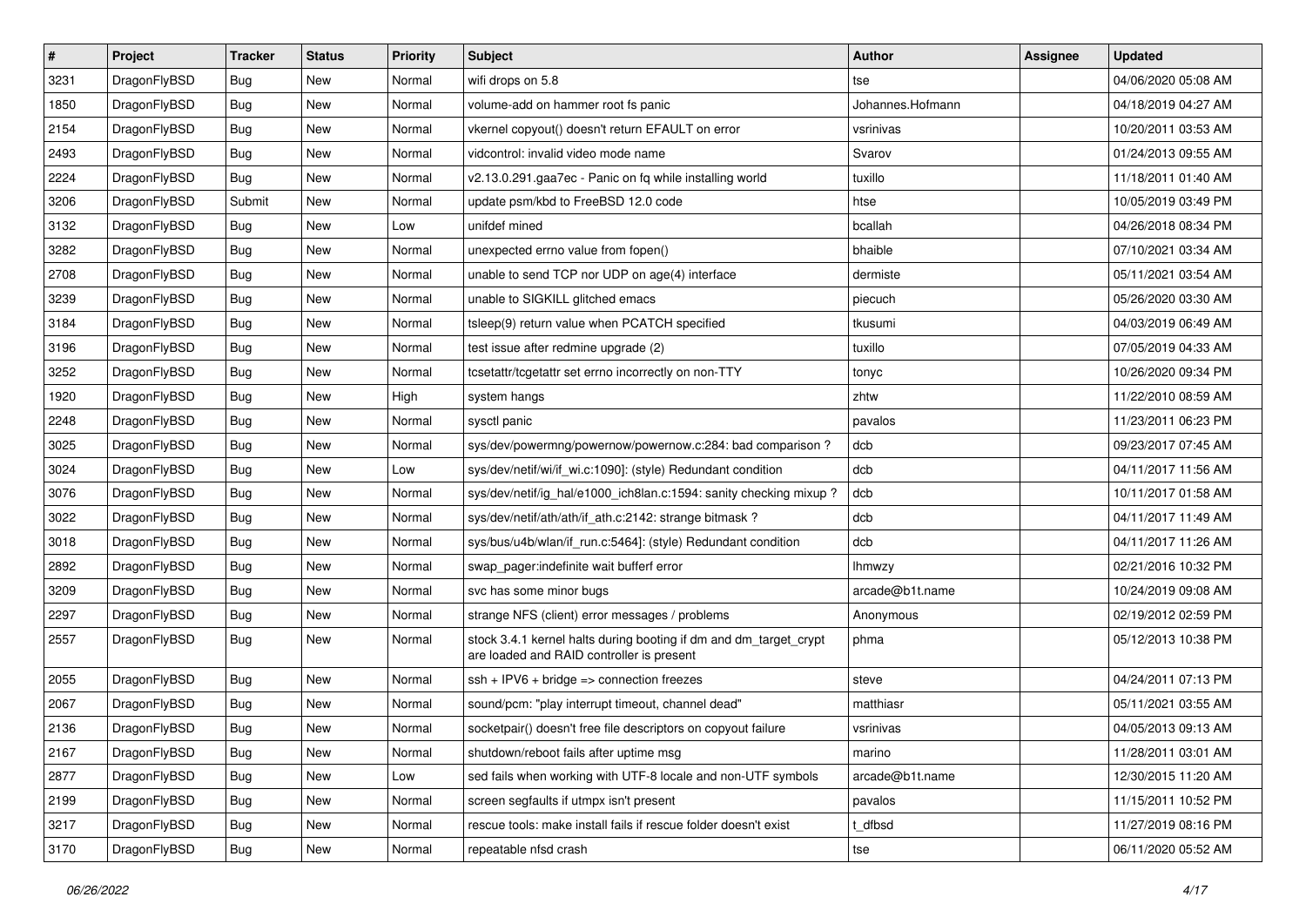| # | Project | Tracker | Status | Priority | Subject | Author | Assignee | Updated |
|---|---|---|---|---|---|---|---|---|
| 3231 | DragonFlyBSD | Bug | New | Normal | wifi drops on 5.8 | tse | | 04/06/2020 05:08 AM |
| 1850 | DragonFlyBSD | Bug | New | Normal | volume-add on hammer root fs panic | Johannes.Hofmann | | 04/18/2019 04:27 AM |
| 2154 | DragonFlyBSD | Bug | New | Normal | vkernel copyout() doesn't return EFAULT on error | vsrinivas | | 10/20/2011 03:53 AM |
| 2493 | DragonFlyBSD | Bug | New | Normal | vidcontrol: invalid video mode name | Svarov | | 01/24/2013 09:55 AM |
| 2224 | DragonFlyBSD | Bug | New | Normal | v2.13.0.291.gaa7ec - Panic on fq while installing world | tuxillo | | 11/18/2011 01:40 AM |
| 3206 | DragonFlyBSD | Submit | New | Normal | update psm/kbd to FreeBSD 12.0 code | htse | | 10/05/2019 03:49 PM |
| 3132 | DragonFlyBSD | Bug | New | Low | unifdef mined | bcallah | | 04/26/2018 08:34 PM |
| 3282 | DragonFlyBSD | Bug | New | Normal | unexpected errno value from fopen() | bhaible | | 07/10/2021 03:34 AM |
| 2708 | DragonFlyBSD | Bug | New | Normal | unable to send TCP nor UDP on age(4) interface | dermiste | | 05/11/2021 03:54 AM |
| 3239 | DragonFlyBSD | Bug | New | Normal | unable to SIGKILL glitched emacs | piecuch | | 05/26/2020 03:30 AM |
| 3184 | DragonFlyBSD | Bug | New | Normal | tsleep(9) return value when PCATCH specified | tkusumi | | 04/03/2019 06:49 AM |
| 3196 | DragonFlyBSD | Bug | New | Normal | test issue after redmine upgrade (2) | tuxillo | | 07/05/2019 04:33 AM |
| 3252 | DragonFlyBSD | Bug | New | Normal | tcsetattr/tcgetattr set errno incorrectly on non-TTY | tonyc | | 10/26/2020 09:34 PM |
| 1920 | DragonFlyBSD | Bug | New | High | system hangs | zhtw | | 11/22/2010 08:59 AM |
| 2248 | DragonFlyBSD | Bug | New | Normal | sysctl panic | pavalos | | 11/23/2011 06:23 PM |
| 3025 | DragonFlyBSD | Bug | New | Normal | sys/dev/powermng/powernow/powernow.c:284: bad comparison ? | dcb | | 09/23/2017 07:45 AM |
| 3024 | DragonFlyBSD | Bug | New | Low | sys/dev/netif/wi/if_wi.c:1090]: (style) Redundant condition | dcb | | 04/11/2017 11:56 AM |
| 3076 | DragonFlyBSD | Bug | New | Normal | sys/dev/netif/ig_hal/e1000_ich8lan.c:1594: sanity checking mixup ? | dcb | | 10/11/2017 01:58 AM |
| 3022 | DragonFlyBSD | Bug | New | Normal | sys/dev/netif/ath/ath/if_ath.c:2142: strange bitmask ? | dcb | | 04/11/2017 11:49 AM |
| 3018 | DragonFlyBSD | Bug | New | Normal | sys/bus/u4b/wlan/if_run.c:5464]: (style) Redundant condition | dcb | | 04/11/2017 11:26 AM |
| 2892 | DragonFlyBSD | Bug | New | Normal | swap_pager:indefinite wait bufferf error | lhmwzy | | 02/21/2016 10:32 PM |
| 3209 | DragonFlyBSD | Bug | New | Normal | svc has some minor bugs | arcade@b1t.name | | 10/24/2019 09:08 AM |
| 2297 | DragonFlyBSD | Bug | New | Normal | strange NFS (client) error messages / problems | Anonymous | | 02/19/2012 02:59 PM |
| 2557 | DragonFlyBSD | Bug | New | Normal | stock 3.4.1 kernel halts during booting if dm and dm_target_crypt are loaded and RAID controller is present | phma | | 05/12/2013 10:38 PM |
| 2055 | DragonFlyBSD | Bug | New | Normal | ssh + IPV6 + bridge => connection freezes | steve | | 04/24/2011 07:13 PM |
| 2067 | DragonFlyBSD | Bug | New | Normal | sound/pcm: "play interrupt timeout, channel dead" | matthiasr | | 05/11/2021 03:55 AM |
| 2136 | DragonFlyBSD | Bug | New | Normal | socketpair() doesn't free file descriptors on copyout failure | vsrinivas | | 04/05/2013 09:13 AM |
| 2167 | DragonFlyBSD | Bug | New | Normal | shutdown/reboot fails after uptime msg | marino | | 11/28/2011 03:01 AM |
| 2877 | DragonFlyBSD | Bug | New | Low | sed fails when working with UTF-8 locale and non-UTF symbols | arcade@b1t.name | | 12/30/2015 11:20 AM |
| 2199 | DragonFlyBSD | Bug | New | Normal | screen segfaults if utmpx isn't present | pavalos | | 11/15/2011 10:52 PM |
| 3217 | DragonFlyBSD | Bug | New | Normal | rescue tools: make install fails if rescue folder doesn't exist | t_dfbsd | | 11/27/2019 08:16 PM |
| 3170 | DragonFlyBSD | Bug | New | Normal | repeatable nfsd crash | tse | | 06/11/2020 05:52 AM |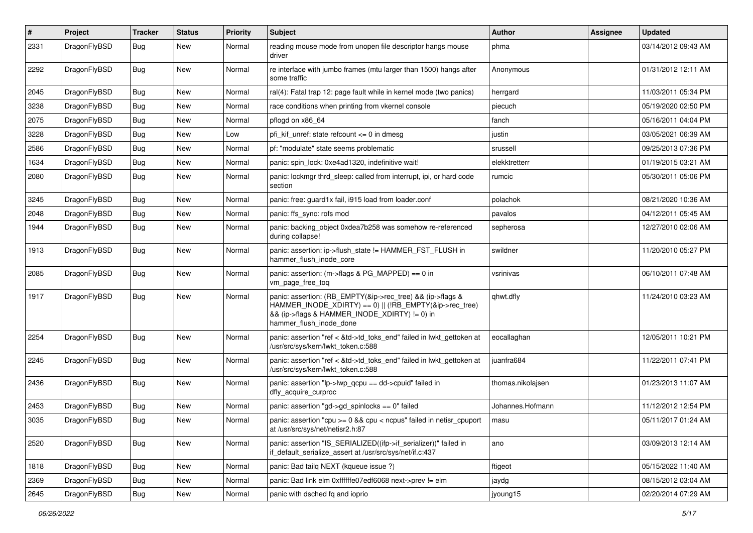| # | Project | Tracker | Status | Priority | Subject | Author | Assignee | Updated |
|---|---|---|---|---|---|---|---|---|
| 2331 | DragonFlyBSD | Bug | New | Normal | reading mouse mode from unopen file descriptor hangs mouse driver | phma | | 03/14/2012 09:43 AM |
| 2292 | DragonFlyBSD | Bug | New | Normal | re interface with jumbo frames (mtu larger than 1500) hangs after some traffic | Anonymous | | 01/31/2012 12:11 AM |
| 2045 | DragonFlyBSD | Bug | New | Normal | ral(4): Fatal trap 12: page fault while in kernel mode (two panics) | herrgard | | 11/03/2011 05:34 PM |
| 3238 | DragonFlyBSD | Bug | New | Normal | race conditions when printing from vkernel console | piecuch | | 05/19/2020 02:50 PM |
| 2075 | DragonFlyBSD | Bug | New | Normal | pflogd on x86_64 | fanch | | 05/16/2011 04:04 PM |
| 3228 | DragonFlyBSD | Bug | New | Low | pfi_kif_unref: state refcount <= 0 in dmesg | justin | | 03/05/2021 06:39 AM |
| 2586 | DragonFlyBSD | Bug | New | Normal | pf: "modulate" state seems problematic | srussell | | 09/25/2013 07:36 PM |
| 1634 | DragonFlyBSD | Bug | New | Normal | panic: spin_lock: 0xe4ad1320, indefinitive wait! | elekktretterr | | 01/19/2015 03:21 AM |
| 2080 | DragonFlyBSD | Bug | New | Normal | panic: lockmgr thrd_sleep: called from interrupt, ipi, or hard code section | rumcic | | 05/30/2011 05:06 PM |
| 3245 | DragonFlyBSD | Bug | New | Normal | panic: free: guard1x fail, i915 load from loader.conf | polachok | | 08/21/2020 10:36 AM |
| 2048 | DragonFlyBSD | Bug | New | Normal | panic: ffs_sync: rofs mod | pavalos | | 04/12/2011 05:45 AM |
| 1944 | DragonFlyBSD | Bug | New | Normal | panic: backing_object 0xdea7b258 was somehow re-referenced during collapse! | sepherosa | | 12/27/2010 02:06 AM |
| 1913 | DragonFlyBSD | Bug | New | Normal | panic: assertion: ip->flush_state != HAMMER_FST_FLUSH in hammer_flush_inode_core | swildner | | 11/20/2010 05:27 PM |
| 2085 | DragonFlyBSD | Bug | New | Normal | panic: assertion: (m->flags & PG_MAPPED) == 0 in vm_page_free_toq | vsrinivas | | 06/10/2011 07:48 AM |
| 1917 | DragonFlyBSD | Bug | New | Normal | panic: assertion: (RB_EMPTY(&ip->rec_tree) && (ip->flags & HAMMER_INODE_XDIRTY) == 0) \|\| (!RB_EMPTY(&ip->rec_tree) && (ip->flags & HAMMER_INODE_XDIRTY) != 0) in hammer_flush_inode_done | qhwt.dfly | | 11/24/2010 03:23 AM |
| 2254 | DragonFlyBSD | Bug | New | Normal | panic: assertion "ref < &td->td_toks_end" failed in lwkt_gettoken at /usr/src/sys/kern/lwkt_token.c:588 | eocallaghan | | 12/05/2011 10:21 PM |
| 2245 | DragonFlyBSD | Bug | New | Normal | panic: assertion "ref < &td->td_toks_end" failed in lwkt_gettoken at /usr/src/sys/kern/lwkt_token.c:588 | juanfra684 | | 11/22/2011 07:41 PM |
| 2436 | DragonFlyBSD | Bug | New | Normal | panic: assertion "lp->lwp_qcpu == dd->cpuid" failed in dfly_acquire_curproc | thomas.nikolajsen | | 01/23/2013 11:07 AM |
| 2453 | DragonFlyBSD | Bug | New | Normal | panic: assertion "gd->gd_spinlocks == 0" failed | Johannes.Hofmann | | 11/12/2012 12:54 PM |
| 3035 | DragonFlyBSD | Bug | New | Normal | panic: assertion "cpu >= 0 && cpu < ncpus" failed in netisr_cpuport at /usr/src/sys/net/netisr2.h:87 | masu | | 05/11/2017 01:24 AM |
| 2520 | DragonFlyBSD | Bug | New | Normal | panic: assertion "IS_SERIALIZED((ifp->if_serializer))" failed in if_default_serialize_assert at /usr/src/sys/net/if.c:437 | ano | | 03/09/2013 12:14 AM |
| 1818 | DragonFlyBSD | Bug | New | Normal | panic: Bad tailq NEXT (kqueue issue ?) | ftigeot | | 05/15/2022 11:40 AM |
| 2369 | DragonFlyBSD | Bug | New | Normal | panic: Bad link elm 0xffffffe07edf6068 next->prev != elm | jaydg | | 08/15/2012 03:04 AM |
| 2645 | DragonFlyBSD | Bug | New | Normal | panic with dsched fq and ioprio | jyoung15 | | 02/20/2014 07:29 AM |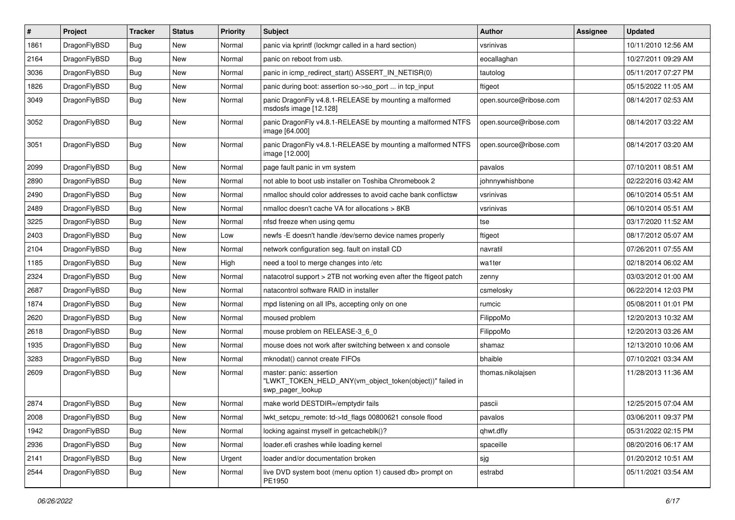| # | Project | Tracker | Status | Priority | Subject | Author | Assignee | Updated |
|---|---|---|---|---|---|---|---|---|
| 1861 | DragonFlyBSD | Bug | New | Normal | panic via kprintf (lockmgr called in a hard section) | vsrinivas | | 10/11/2010 12:56 AM |
| 2164 | DragonFlyBSD | Bug | New | Normal | panic on reboot from usb. | eocallaghan | | 10/27/2011 09:29 AM |
| 3036 | DragonFlyBSD | Bug | New | Normal | panic in icmp_redirect_start() ASSERT_IN_NETISR(0) | tautolog | | 05/11/2017 07:27 PM |
| 1826 | DragonFlyBSD | Bug | New | Normal | panic during boot: assertion so->so_port ... in tcp_input | ftigeot | | 05/15/2022 11:05 AM |
| 3049 | DragonFlyBSD | Bug | New | Normal | panic DragonFly v4.8.1-RELEASE by mounting a malformed msdosfs image [12.128] | open.source@ribose.com | | 08/14/2017 02:53 AM |
| 3052 | DragonFlyBSD | Bug | New | Normal | panic DragonFly v4.8.1-RELEASE by mounting a malformed NTFS image [64.000] | open.source@ribose.com | | 08/14/2017 03:22 AM |
| 3051 | DragonFlyBSD | Bug | New | Normal | panic DragonFly v4.8.1-RELEASE by mounting a malformed NTFS image [12.000] | open.source@ribose.com | | 08/14/2017 03:20 AM |
| 2099 | DragonFlyBSD | Bug | New | Normal | page fault panic in vm system | pavalos | | 07/10/2011 08:51 AM |
| 2890 | DragonFlyBSD | Bug | New | Normal | not able to boot usb installer on Toshiba Chromebook 2 | johnnywhishbone | | 02/22/2016 03:42 AM |
| 2490 | DragonFlyBSD | Bug | New | Normal | nmalloc should color addresses to avoid cache bank conflictsw | vsrinivas | | 06/10/2014 05:51 AM |
| 2489 | DragonFlyBSD | Bug | New | Normal | nmalloc doesn't cache VA for allocations > 8KB | vsrinivas | | 06/10/2014 05:51 AM |
| 3225 | DragonFlyBSD | Bug | New | Normal | nfsd freeze when using qemu | tse | | 03/17/2020 11:52 AM |
| 2403 | DragonFlyBSD | Bug | New | Low | newfs -E doesn't handle /dev/serno device names properly | ftigeot | | 08/17/2012 05:07 AM |
| 2104 | DragonFlyBSD | Bug | New | Normal | network configuration seg. fault on install CD | navratil | | 07/26/2011 07:55 AM |
| 1185 | DragonFlyBSD | Bug | New | High | need a tool to merge changes into /etc | wa1ter | | 02/18/2014 06:02 AM |
| 2324 | DragonFlyBSD | Bug | New | Normal | natacotrol support > 2TB not working even after the ftigeot patch | zenny | | 03/03/2012 01:00 AM |
| 2687 | DragonFlyBSD | Bug | New | Normal | natacontrol software RAID in installer | csmelosky | | 06/22/2014 12:03 PM |
| 1874 | DragonFlyBSD | Bug | New | Normal | mpd listening on all IPs, accepting only on one | rumcic | | 05/08/2011 01:01 PM |
| 2620 | DragonFlyBSD | Bug | New | Normal | moused problem | FilippoMo | | 12/20/2013 10:32 AM |
| 2618 | DragonFlyBSD | Bug | New | Normal | mouse problem on RELEASE-3_6_0 | FilippoMo | | 12/20/2013 03:26 AM |
| 1935 | DragonFlyBSD | Bug | New | Normal | mouse does not work after switching between x and console | shamaz | | 12/13/2010 10:06 AM |
| 3283 | DragonFlyBSD | Bug | New | Normal | mknodat() cannot create FIFOs | bhaible | | 07/10/2021 03:34 AM |
| 2609 | DragonFlyBSD | Bug | New | Normal | master: panic: assertion "LWKT_TOKEN_HELD_ANY(vm_object_token(object))" failed in swp_pager_lookup | thomas.nikolajsen | | 11/28/2013 11:36 AM |
| 2874 | DragonFlyBSD | Bug | New | Normal | make world DESTDIR=/emptydir fails | pascii | | 12/25/2015 07:04 AM |
| 2008 | DragonFlyBSD | Bug | New | Normal | lwkt_setcpu_remote: td->td_flags 00800621 console flood | pavalos | | 03/06/2011 09:37 PM |
| 1942 | DragonFlyBSD | Bug | New | Normal | locking against myself in getcacheblk()? | qhwt.dfly | | 05/31/2022 02:15 PM |
| 2936 | DragonFlyBSD | Bug | New | Normal | loader.efi crashes while loading kernel | spaceille | | 08/20/2016 06:17 AM |
| 2141 | DragonFlyBSD | Bug | New | Urgent | loader and/or documentation broken | sjg | | 01/20/2012 10:51 AM |
| 2544 | DragonFlyBSD | Bug | New | Normal | live DVD system boot (menu option 1) caused db> prompt on PE1950 | estrabd | | 05/11/2021 03:54 AM |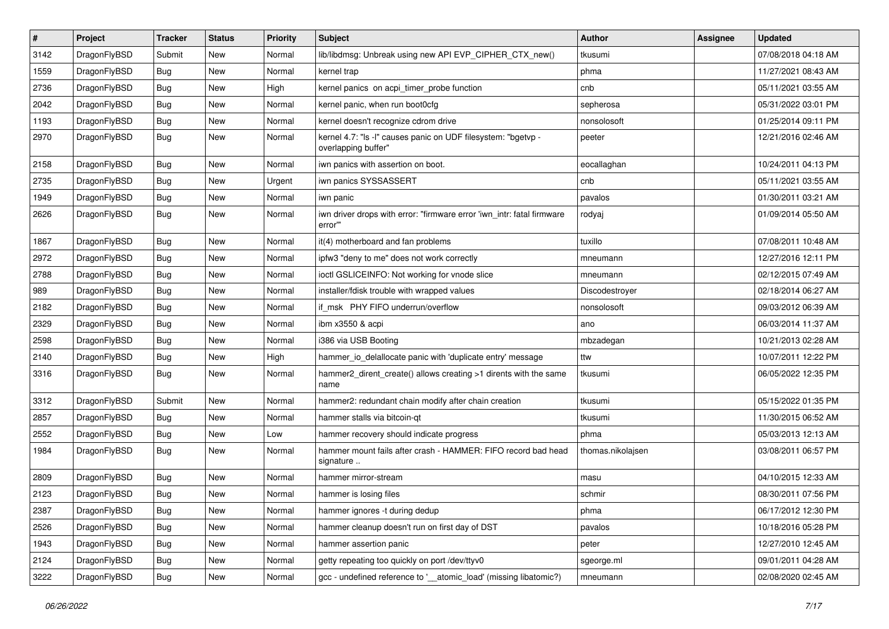| # | Project | Tracker | Status | Priority | Subject | Author | Assignee | Updated |
|---|---|---|---|---|---|---|---|---|
| 3142 | DragonFlyBSD | Submit | New | Normal | lib/libdmsg: Unbreak using new API EVP_CIPHER_CTX_new() | tkusumi | | 07/08/2018 04:18 AM |
| 1559 | DragonFlyBSD | Bug | New | Normal | kernel trap | phma | | 11/27/2021 08:43 AM |
| 2736 | DragonFlyBSD | Bug | New | High | kernel panics on acpi_timer_probe function | cnb | | 05/11/2021 03:55 AM |
| 2042 | DragonFlyBSD | Bug | New | Normal | kernel panic, when run boot0cfg | sepherosa | | 05/31/2022 03:01 PM |
| 1193 | DragonFlyBSD | Bug | New | Normal | kernel doesn't recognize cdrom drive | nonsolosoft | | 01/25/2014 09:11 PM |
| 2970 | DragonFlyBSD | Bug | New | Normal | kernel 4.7: "ls -l" causes panic on UDF filesystem: "bgetvp - overlapping buffer" | peeter | | 12/21/2016 02:46 AM |
| 2158 | DragonFlyBSD | Bug | New | Normal | iwn panics with assertion on boot. | eocallaghan | | 10/24/2011 04:13 PM |
| 2735 | DragonFlyBSD | Bug | New | Urgent | iwn panics SYSSASSERT | cnb | | 05/11/2021 03:55 AM |
| 1949 | DragonFlyBSD | Bug | New | Normal | iwn panic | pavalos | | 01/30/2011 03:21 AM |
| 2626 | DragonFlyBSD | Bug | New | Normal | iwn driver drops with error: "firmware error 'iwn_intr: fatal firmware error'" | rodyaj | | 01/09/2014 05:50 AM |
| 1867 | DragonFlyBSD | Bug | New | Normal | it(4) motherboard and fan problems | tuxillo | | 07/08/2011 10:48 AM |
| 2972 | DragonFlyBSD | Bug | New | Normal | ipfw3 "deny to me" does not work correctly | mneumann | | 12/27/2016 12:11 PM |
| 2788 | DragonFlyBSD | Bug | New | Normal | ioctl GSLICEINFO: Not working for vnode slice | mneumann | | 02/12/2015 07:49 AM |
| 989 | DragonFlyBSD | Bug | New | Normal | installer/fdisk trouble with wrapped values | Discodestroyer | | 02/18/2014 06:27 AM |
| 2182 | DragonFlyBSD | Bug | New | Normal | if_msk PHY FIFO underrun/overflow | nonsolosoft | | 09/03/2012 06:39 AM |
| 2329 | DragonFlyBSD | Bug | New | Normal | ibm x3550 & acpi | ano | | 06/03/2014 11:37 AM |
| 2598 | DragonFlyBSD | Bug | New | Normal | i386 via USB Booting | mbzadegan | | 10/21/2013 02:28 AM |
| 2140 | DragonFlyBSD | Bug | New | High | hammer_io_delallocate panic with 'duplicate entry' message | ttw | | 10/07/2011 12:22 PM |
| 3316 | DragonFlyBSD | Bug | New | Normal | hammer2_dirent_create() allows creating >1 dirents with the same name | tkusumi | | 06/05/2022 12:35 PM |
| 3312 | DragonFlyBSD | Submit | New | Normal | hammer2: redundant chain modify after chain creation | tkusumi | | 05/15/2022 01:35 PM |
| 2857 | DragonFlyBSD | Bug | New | Normal | hammer stalls via bitcoin-qt | tkusumi | | 11/30/2015 06:52 AM |
| 2552 | DragonFlyBSD | Bug | New | Low | hammer recovery should indicate progress | phma | | 05/03/2013 12:13 AM |
| 1984 | DragonFlyBSD | Bug | New | Normal | hammer mount fails after crash - HAMMER: FIFO record bad head signature .. | thomas.nikolajsen | | 03/08/2011 06:57 PM |
| 2809 | DragonFlyBSD | Bug | New | Normal | hammer mirror-stream | masu | | 04/10/2015 12:33 AM |
| 2123 | DragonFlyBSD | Bug | New | Normal | hammer is losing files | schmir | | 08/30/2011 07:56 PM |
| 2387 | DragonFlyBSD | Bug | New | Normal | hammer ignores -t during dedup | phma | | 06/17/2012 12:30 PM |
| 2526 | DragonFlyBSD | Bug | New | Normal | hammer cleanup doesn't run on first day of DST | pavalos | | 10/18/2016 05:28 PM |
| 1943 | DragonFlyBSD | Bug | New | Normal | hammer assertion panic | peter | | 12/27/2010 12:45 AM |
| 2124 | DragonFlyBSD | Bug | New | Normal | getty repeating too quickly on port /dev/ttyv0 | sgeorge.ml | | 09/01/2011 04:28 AM |
| 3222 | DragonFlyBSD | Bug | New | Normal | gcc - undefined reference to '__atomic_load' (missing libatomic?) | mneumann | | 02/08/2020 02:45 AM |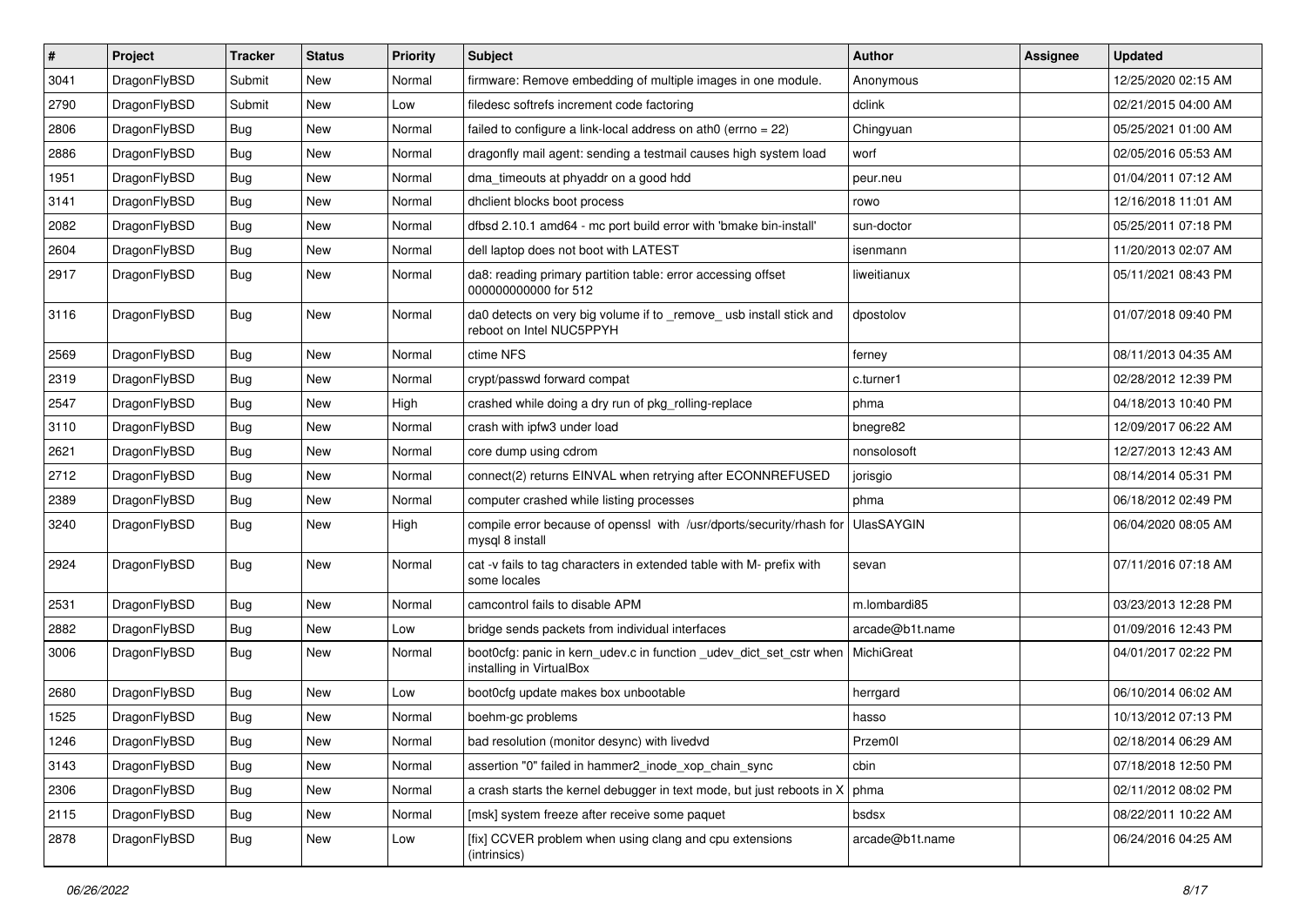| # | Project | Tracker | Status | Priority | Subject | Author | Assignee | Updated |
|---|---|---|---|---|---|---|---|---|
| 3041 | DragonFlyBSD | Submit | New | Normal | firmware: Remove embedding of multiple images in one module. | Anonymous | | 12/25/2020 02:15 AM |
| 2790 | DragonFlyBSD | Submit | New | Low | filedesc softrefs increment code factoring | dclink | | 02/21/2015 04:00 AM |
| 2806 | DragonFlyBSD | Bug | New | Normal | failed to configure a link-local address on ath0 (errno = 22) | Chingyuan | | 05/25/2021 01:00 AM |
| 2886 | DragonFlyBSD | Bug | New | Normal | dragonfly mail agent: sending a testmail causes high system load | worf | | 02/05/2016 05:53 AM |
| 1951 | DragonFlyBSD | Bug | New | Normal | dma_timeouts at phyaddr on a good hdd | peur.neu | | 01/04/2011 07:12 AM |
| 3141 | DragonFlyBSD | Bug | New | Normal | dhclient blocks boot process | rowo | | 12/16/2018 11:01 AM |
| 2082 | DragonFlyBSD | Bug | New | Normal | dfbsd 2.10.1 amd64 - mc port build error with 'bmake bin-install' | sun-doctor | | 05/25/2011 07:18 PM |
| 2604 | DragonFlyBSD | Bug | New | Normal | dell laptop does not boot with LATEST | isenmann | | 11/20/2013 02:07 AM |
| 2917 | DragonFlyBSD | Bug | New | Normal | da8: reading primary partition table: error accessing offset 000000000000 for 512 | liweitianux | | 05/11/2021 08:43 PM |
| 3116 | DragonFlyBSD | Bug | New | Normal | da0 detects on very big volume if to _remove_ usb install stick and reboot on Intel NUC5PPYH | dpostolov | | 01/07/2018 09:40 PM |
| 2569 | DragonFlyBSD | Bug | New | Normal | ctime NFS | ferney | | 08/11/2013 04:35 AM |
| 2319 | DragonFlyBSD | Bug | New | Normal | crypt/passwd forward compat | c.turner1 | | 02/28/2012 12:39 PM |
| 2547 | DragonFlyBSD | Bug | New | High | crashed while doing a dry run of pkg_rolling-replace | phma | | 04/18/2013 10:40 PM |
| 3110 | DragonFlyBSD | Bug | New | Normal | crash with ipfw3 under load | bnegre82 | | 12/09/2017 06:22 AM |
| 2621 | DragonFlyBSD | Bug | New | Normal | core dump using cdrom | nonsolosoft | | 12/27/2013 12:43 AM |
| 2712 | DragonFlyBSD | Bug | New | Normal | connect(2) returns EINVAL when retrying after ECONNREFUSED | jorisgio | | 08/14/2014 05:31 PM |
| 2389 | DragonFlyBSD | Bug | New | Normal | computer crashed while listing processes | phma | | 06/18/2012 02:49 PM |
| 3240 | DragonFlyBSD | Bug | New | High | compile error because of openssl with /usr/dports/security/rhash for mysql 8 install | UlasSAYGIN | | 06/04/2020 08:05 AM |
| 2924 | DragonFlyBSD | Bug | New | Normal | cat -v fails to tag characters in extended table with M- prefix with some locales | sevan | | 07/11/2016 07:18 AM |
| 2531 | DragonFlyBSD | Bug | New | Normal | camcontrol fails to disable APM | m.lombardi85 | | 03/23/2013 12:28 PM |
| 2882 | DragonFlyBSD | Bug | New | Low | bridge sends packets from individual interfaces | arcade@b1t.name | | 01/09/2016 12:43 PM |
| 3006 | DragonFlyBSD | Bug | New | Normal | boot0cfg: panic in kern_udev.c in function _udev_dict_set_cstr when installing in VirtualBox | MichiGreat | | 04/01/2017 02:22 PM |
| 2680 | DragonFlyBSD | Bug | New | Low | boot0cfg update makes box unbootable | herrgard | | 06/10/2014 06:02 AM |
| 1525 | DragonFlyBSD | Bug | New | Normal | boehm-gc problems | hasso | | 10/13/2012 07:13 PM |
| 1246 | DragonFlyBSD | Bug | New | Normal | bad resolution (monitor desync) with livedvd | Przem0l | | 02/18/2014 06:29 AM |
| 3143 | DragonFlyBSD | Bug | New | Normal | assertion "0" failed in hammer2_inode_xop_chain_sync | cbin | | 07/18/2018 12:50 PM |
| 2306 | DragonFlyBSD | Bug | New | Normal | a crash starts the kernel debugger in text mode, but just reboots in X | phma | | 02/11/2012 08:02 PM |
| 2115 | DragonFlyBSD | Bug | New | Normal | [msk] system freeze after receive some paquet | bsdsx | | 08/22/2011 10:22 AM |
| 2878 | DragonFlyBSD | Bug | New | Low | [fix] CCVER problem when using clang and cpu extensions (intrinsics) | arcade@b1t.name | | 06/24/2016 04:25 AM |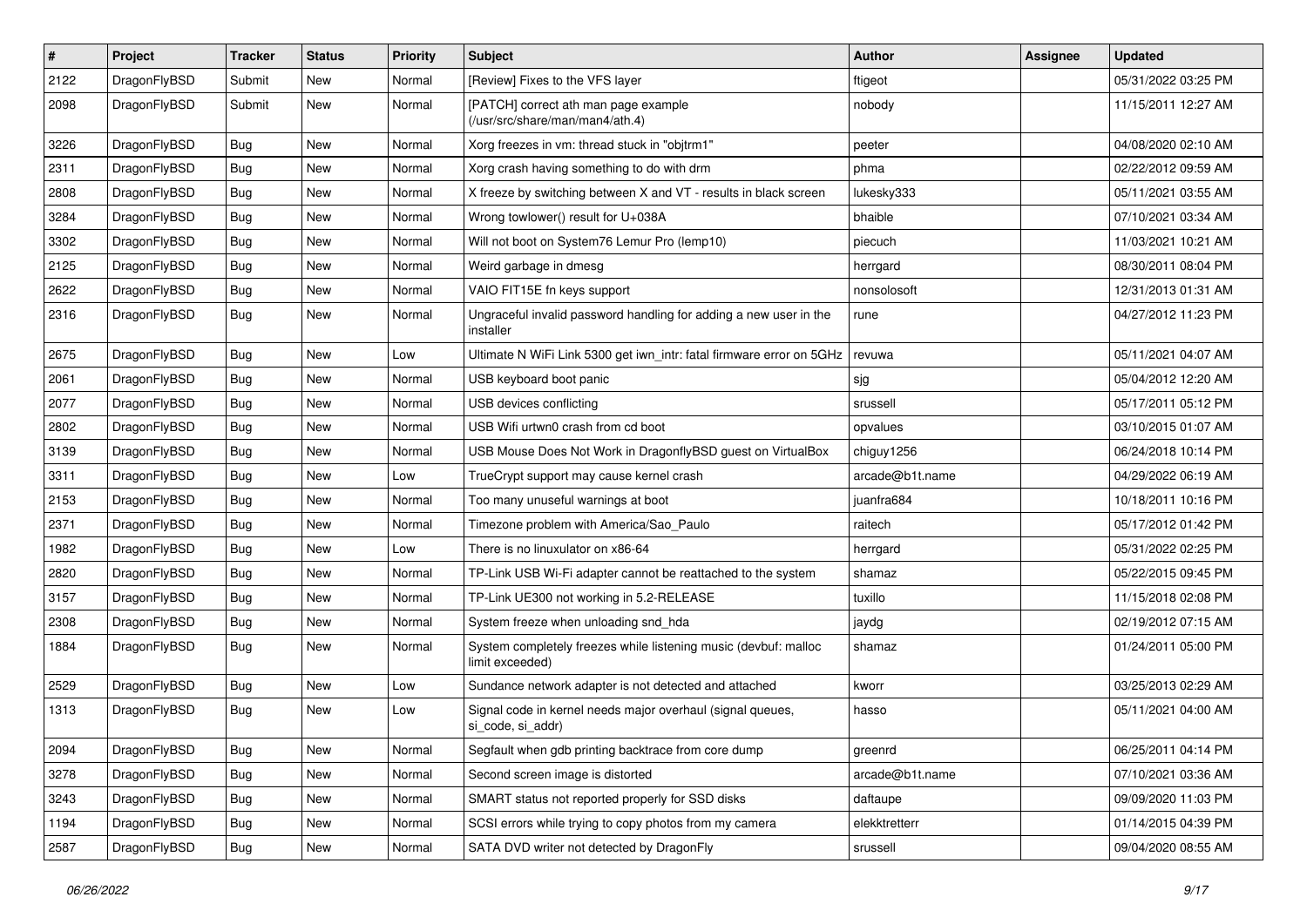| # | Project | Tracker | Status | Priority | Subject | Author | Assignee | Updated |
|---|---|---|---|---|---|---|---|---|
| 2122 | DragonFlyBSD | Submit | New | Normal | [Review] Fixes to the VFS layer | ftigeot | | 05/31/2022 03:25 PM |
| 2098 | DragonFlyBSD | Submit | New | Normal | [PATCH] correct ath man page example (/usr/src/share/man/man4/ath.4) | nobody | | 11/15/2011 12:27 AM |
| 3226 | DragonFlyBSD | Bug | New | Normal | Xorg freezes in vm: thread stuck in "objtrm1" | peeter | | 04/08/2020 02:10 AM |
| 2311 | DragonFlyBSD | Bug | New | Normal | Xorg crash having something to do with drm | phma | | 02/22/2012 09:59 AM |
| 2808 | DragonFlyBSD | Bug | New | Normal | X freeze by switching between X and VT - results in black screen | lukesky333 | | 05/11/2021 03:55 AM |
| 3284 | DragonFlyBSD | Bug | New | Normal | Wrong towlower() result for U+038A | bhaible | | 07/10/2021 03:34 AM |
| 3302 | DragonFlyBSD | Bug | New | Normal | Will not boot on System76 Lemur Pro (lemp10) | piecuch | | 11/03/2021 10:21 AM |
| 2125 | DragonFlyBSD | Bug | New | Normal | Weird garbage in dmesg | herrgard | | 08/30/2011 08:04 PM |
| 2622 | DragonFlyBSD | Bug | New | Normal | VAIO FIT15E fn keys support | nonsolosoft | | 12/31/2013 01:31 AM |
| 2316 | DragonFlyBSD | Bug | New | Normal | Ungraceful invalid password handling for adding a new user in the installer | rune | | 04/27/2012 11:23 PM |
| 2675 | DragonFlyBSD | Bug | New | Low | Ultimate N WiFi Link 5300 get iwn_intr: fatal firmware error on 5GHz | revuwa | | 05/11/2021 04:07 AM |
| 2061 | DragonFlyBSD | Bug | New | Normal | USB keyboard boot panic | sjg | | 05/04/2012 12:20 AM |
| 2077 | DragonFlyBSD | Bug | New | Normal | USB devices conflicting | srussell | | 05/17/2011 05:12 PM |
| 2802 | DragonFlyBSD | Bug | New | Normal | USB Wifi urtwn0 crash from cd boot | opvalues | | 03/10/2015 01:07 AM |
| 3139 | DragonFlyBSD | Bug | New | Normal | USB Mouse Does Not Work in DragonflyBSD guest on VirtualBox | chiguy1256 | | 06/24/2018 10:14 PM |
| 3311 | DragonFlyBSD | Bug | New | Low | TrueCrypt support may cause kernel crash | arcade@b1t.name | | 04/29/2022 06:19 AM |
| 2153 | DragonFlyBSD | Bug | New | Normal | Too many unuseful warnings at boot | juanfra684 | | 10/18/2011 10:16 PM |
| 2371 | DragonFlyBSD | Bug | New | Normal | Timezone problem with America/Sao_Paulo | raitech | | 05/17/2012 01:42 PM |
| 1982 | DragonFlyBSD | Bug | New | Low | There is no linuxulator on x86-64 | herrgard | | 05/31/2022 02:25 PM |
| 2820 | DragonFlyBSD | Bug | New | Normal | TP-Link USB Wi-Fi adapter cannot be reattached to the system | shamaz | | 05/22/2015 09:45 PM |
| 3157 | DragonFlyBSD | Bug | New | Normal | TP-Link UE300 not working in 5.2-RELEASE | tuxillo | | 11/15/2018 02:08 PM |
| 2308 | DragonFlyBSD | Bug | New | Normal | System freeze when unloading snd_hda | jaydg | | 02/19/2012 07:15 AM |
| 1884 | DragonFlyBSD | Bug | New | Normal | System completely freezes while listening music (devbuf: malloc limit exceeded) | shamaz | | 01/24/2011 05:00 PM |
| 2529 | DragonFlyBSD | Bug | New | Low | Sundance network adapter is not detected and attached | kworr | | 03/25/2013 02:29 AM |
| 1313 | DragonFlyBSD | Bug | New | Low | Signal code in kernel needs major overhaul (signal queues, si_code, si_addr) | hasso | | 05/11/2021 04:00 AM |
| 2094 | DragonFlyBSD | Bug | New | Normal | Segfault when gdb printing backtrace from core dump | greenrd | | 06/25/2011 04:14 PM |
| 3278 | DragonFlyBSD | Bug | New | Normal | Second screen image is distorted | arcade@b1t.name | | 07/10/2021 03:36 AM |
| 3243 | DragonFlyBSD | Bug | New | Normal | SMART status not reported properly for SSD disks | daftaupe | | 09/09/2020 11:03 PM |
| 1194 | DragonFlyBSD | Bug | New | Normal | SCSI errors while trying to copy photos from my camera | elekktretterr | | 01/14/2015 04:39 PM |
| 2587 | DragonFlyBSD | Bug | New | Normal | SATA DVD writer not detected by DragonFly | srussell | | 09/04/2020 08:55 AM |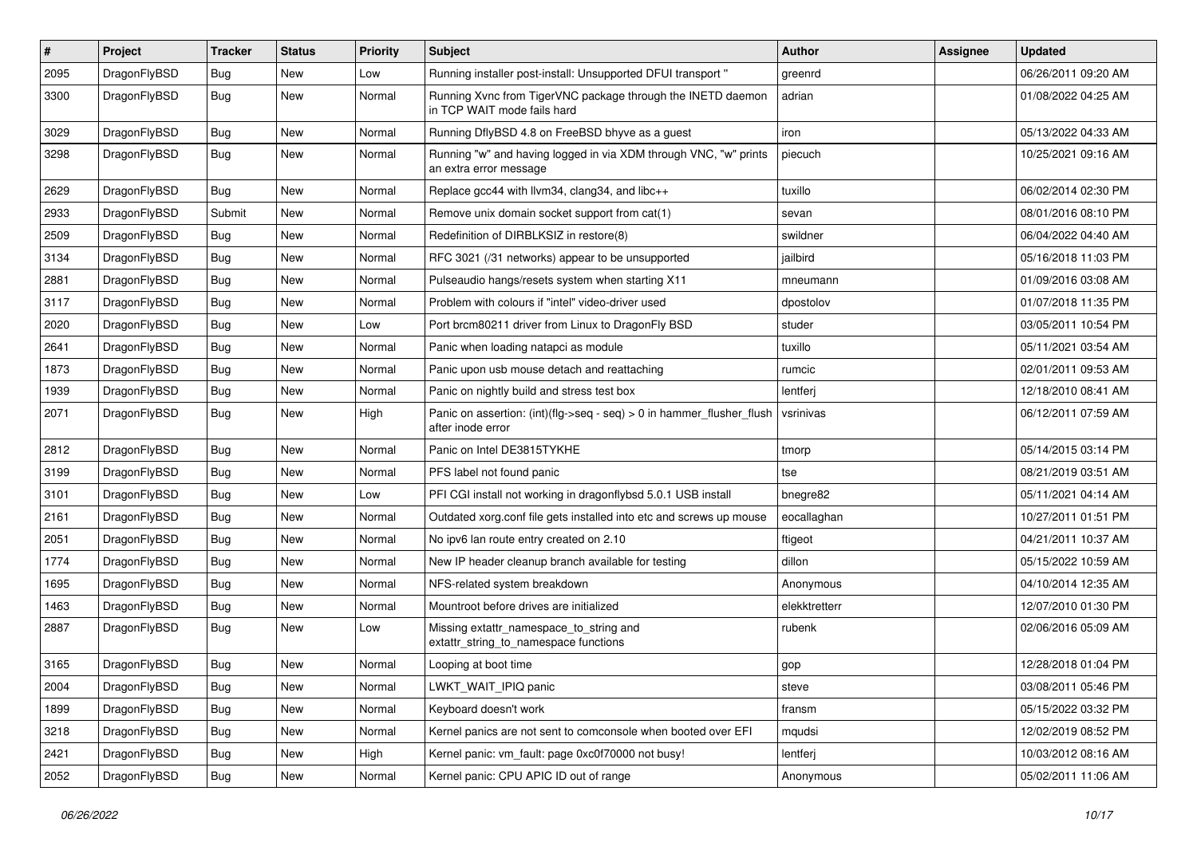| # | Project | Tracker | Status | Priority | Subject | Author | Assignee | Updated |
|---|---|---|---|---|---|---|---|---|
| 2095 | DragonFlyBSD | Bug | New | Low | Running installer post-install: Unsupported DFUI transport " | greenrd | | 06/26/2011 09:20 AM |
| 3300 | DragonFlyBSD | Bug | New | Normal | Running Xvnc from TigerVNC package through the INETD daemon in TCP WAIT mode fails hard | adrian | | 01/08/2022 04:25 AM |
| 3029 | DragonFlyBSD | Bug | New | Normal | Running DflyBSD 4.8 on FreeBSD bhyve as a guest | iron | | 05/13/2022 04:33 AM |
| 3298 | DragonFlyBSD | Bug | New | Normal | Running "w" and having logged in via XDM through VNC, "w" prints an extra error message | piecuch | | 10/25/2021 09:16 AM |
| 2629 | DragonFlyBSD | Bug | New | Normal | Replace gcc44 with llvm34, clang34, and libc++ | tuxillo | | 06/02/2014 02:30 PM |
| 2933 | DragonFlyBSD | Submit | New | Normal | Remove unix domain socket support from cat(1) | sevan | | 08/01/2016 08:10 PM |
| 2509 | DragonFlyBSD | Bug | New | Normal | Redefinition of DIRBLKSIZ in restore(8) | swildner | | 06/04/2022 04:40 AM |
| 3134 | DragonFlyBSD | Bug | New | Normal | RFC 3021 (/31 networks) appear to be unsupported | jailbird | | 05/16/2018 11:03 PM |
| 2881 | DragonFlyBSD | Bug | New | Normal | Pulseaudio hangs/resets system when starting X11 | mneumann | | 01/09/2016 03:08 AM |
| 3117 | DragonFlyBSD | Bug | New | Normal | Problem with colours if "intel" video-driver used | dpostolov | | 01/07/2018 11:35 PM |
| 2020 | DragonFlyBSD | Bug | New | Low | Port brcm80211 driver from Linux to DragonFly BSD | studer | | 03/05/2011 10:54 PM |
| 2641 | DragonFlyBSD | Bug | New | Normal | Panic when loading natapci as module | tuxillo | | 05/11/2021 03:54 AM |
| 1873 | DragonFlyBSD | Bug | New | Normal | Panic upon usb mouse detach and reattaching | rumcic | | 02/01/2011 09:53 AM |
| 1939 | DragonFlyBSD | Bug | New | Normal | Panic on nightly build and stress test box | lentferj | | 12/18/2010 08:41 AM |
| 2071 | DragonFlyBSD | Bug | New | High | Panic on assertion: (int)(flg->seq - seq) > 0 in hammer_flusher_flush after inode error | vsrinivas | | 06/12/2011 07:59 AM |
| 2812 | DragonFlyBSD | Bug | New | Normal | Panic on Intel DE3815TYKHE | tmorp | | 05/14/2015 03:14 PM |
| 3199 | DragonFlyBSD | Bug | New | Normal | PFS label not found panic | tse | | 08/21/2019 03:51 AM |
| 3101 | DragonFlyBSD | Bug | New | Low | PFI CGI install not working in dragonflybsd 5.0.1 USB install | bnegre82 | | 05/11/2021 04:14 AM |
| 2161 | DragonFlyBSD | Bug | New | Normal | Outdated xorg.conf file gets installed into etc and screws up mouse | eocallaghan | | 10/27/2011 01:51 PM |
| 2051 | DragonFlyBSD | Bug | New | Normal | No ipv6 lan route entry created on 2.10 | ftigeot | | 04/21/2011 10:37 AM |
| 1774 | DragonFlyBSD | Bug | New | Normal | New IP header cleanup branch available for testing | dillon | | 05/15/2022 10:59 AM |
| 1695 | DragonFlyBSD | Bug | New | Normal | NFS-related system breakdown | Anonymous | | 04/10/2014 12:35 AM |
| 1463 | DragonFlyBSD | Bug | New | Normal | Mountroot before drives are initialized | elekktretterr | | 12/07/2010 01:30 PM |
| 2887 | DragonFlyBSD | Bug | New | Low | Missing extattr_namespace_to_string and extattr_string_to_namespace functions | rubenk | | 02/06/2016 05:09 AM |
| 3165 | DragonFlyBSD | Bug | New | Normal | Looping at boot time | gop | | 12/28/2018 01:04 PM |
| 2004 | DragonFlyBSD | Bug | New | Normal | LWKT_WAIT_IPIQ panic | steve | | 03/08/2011 05:46 PM |
| 1899 | DragonFlyBSD | Bug | New | Normal | Keyboard doesn't work | fransm | | 05/15/2022 03:32 PM |
| 3218 | DragonFlyBSD | Bug | New | Normal | Kernel panics are not sent to comconsole when booted over EFI | mqudsi | | 12/02/2019 08:52 PM |
| 2421 | DragonFlyBSD | Bug | New | High | Kernel panic: vm_fault: page 0xc0f70000 not busy! | lentferj | | 10/03/2012 08:16 AM |
| 2052 | DragonFlyBSD | Bug | New | Normal | Kernel panic: CPU APIC ID out of range | Anonymous | | 05/02/2011 11:06 AM |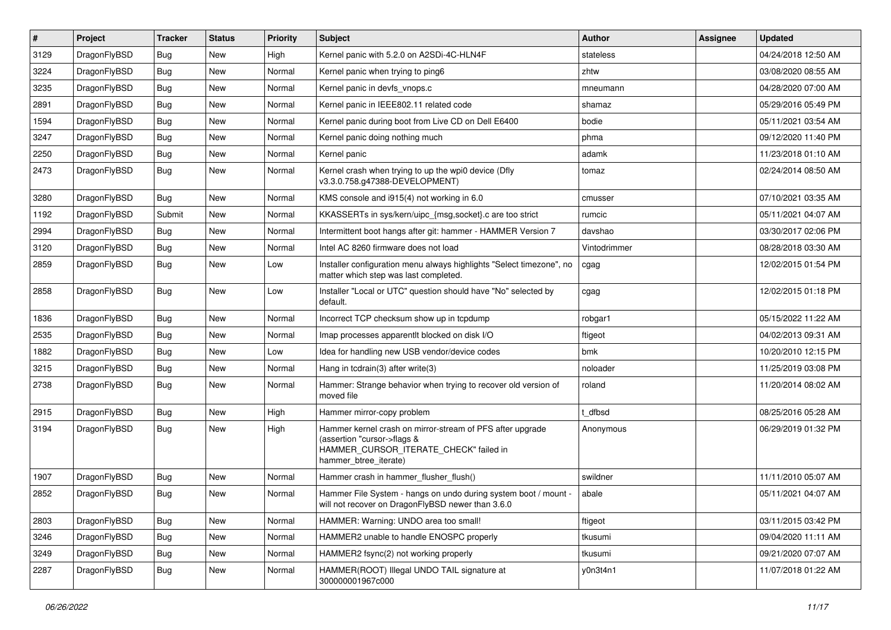| # | Project | Tracker | Status | Priority | Subject | Author | Assignee | Updated |
|---|---|---|---|---|---|---|---|---|
| 3129 | DragonFlyBSD | Bug | New | High | Kernel panic with 5.2.0 on A2SDi-4C-HLN4F | stateless | | 04/24/2018 12:50 AM |
| 3224 | DragonFlyBSD | Bug | New | Normal | Kernel panic when trying to ping6 | zhtw | | 03/08/2020 08:55 AM |
| 3235 | DragonFlyBSD | Bug | New | Normal | Kernel panic in devfs_vnops.c | mneumann | | 04/28/2020 07:00 AM |
| 2891 | DragonFlyBSD | Bug | New | Normal | Kernel panic in IEEE802.11 related code | shamaz | | 05/29/2016 05:49 PM |
| 1594 | DragonFlyBSD | Bug | New | Normal | Kernel panic during boot from Live CD on Dell E6400 | bodie | | 05/11/2021 03:54 AM |
| 3247 | DragonFlyBSD | Bug | New | Normal | Kernel panic doing nothing much | phma | | 09/12/2020 11:40 PM |
| 2250 | DragonFlyBSD | Bug | New | Normal | Kernel panic | adamk | | 11/23/2018 01:10 AM |
| 2473 | DragonFlyBSD | Bug | New | Normal | Kernel crash when trying to up the wpi0 device (Dfly v3.3.0.758.g47388-DEVELOPMENT) | tomaz | | 02/24/2014 08:50 AM |
| 3280 | DragonFlyBSD | Bug | New | Normal | KMS console and i915(4) not working in 6.0 | cmusser | | 07/10/2021 03:35 AM |
| 1192 | DragonFlyBSD | Submit | New | Normal | KKASSERTs in sys/kern/uipc_{msg,socket}.c are too strict | rumcic | | 05/11/2021 04:07 AM |
| 2994 | DragonFlyBSD | Bug | New | Normal | Intermittent boot hangs after git: hammer - HAMMER Version 7 | davshao | | 03/30/2017 02:06 PM |
| 3120 | DragonFlyBSD | Bug | New | Normal | Intel AC 8260 firmware does not load | Vintodrimmer | | 08/28/2018 03:30 AM |
| 2859 | DragonFlyBSD | Bug | New | Low | Installer configuration menu always highlights "Select timezone", no matter which step was last completed. | cgag | | 12/02/2015 01:54 PM |
| 2858 | DragonFlyBSD | Bug | New | Low | Installer "Local or UTC" question should have "No" selected by default. | cgag | | 12/02/2015 01:18 PM |
| 1836 | DragonFlyBSD | Bug | New | Normal | Incorrect TCP checksum show up in tcpdump | robgar1 | | 05/15/2022 11:22 AM |
| 2535 | DragonFlyBSD | Bug | New | Normal | Imap processes apparentlt blocked on disk I/O | ftigeot | | 04/02/2013 09:31 AM |
| 1882 | DragonFlyBSD | Bug | New | Low | Idea for handling new USB vendor/device codes | bmk | | 10/20/2010 12:15 PM |
| 3215 | DragonFlyBSD | Bug | New | Normal | Hang in tcdrain(3) after write(3) | noloader | | 11/25/2019 03:08 PM |
| 2738 | DragonFlyBSD | Bug | New | Normal | Hammer: Strange behavior when trying to recover old version of moved file | roland | | 11/20/2014 08:02 AM |
| 2915 | DragonFlyBSD | Bug | New | High | Hammer mirror-copy problem | t_dfbsd | | 08/25/2016 05:28 AM |
| 3194 | DragonFlyBSD | Bug | New | High | Hammer kernel crash on mirror-stream of PFS after upgrade (assertion "cursor->flags & HAMMER_CURSOR_ITERATE_CHECK" failed in hammer_btree_iterate) | Anonymous | | 06/29/2019 01:32 PM |
| 1907 | DragonFlyBSD | Bug | New | Normal | Hammer crash in hammer_flusher_flush() | swildner | | 11/11/2010 05:07 AM |
| 2852 | DragonFlyBSD | Bug | New | Normal | Hammer File System - hangs on undo during system boot / mount - will not recover on DragonFlyBSD newer than 3.6.0 | abale | | 05/11/2021 04:07 AM |
| 2803 | DragonFlyBSD | Bug | New | Normal | HAMMER: Warning: UNDO area too small! | ftigeot | | 03/11/2015 03:42 PM |
| 3246 | DragonFlyBSD | Bug | New | Normal | HAMMER2 unable to handle ENOSPC properly | tkusumi | | 09/04/2020 11:11 AM |
| 3249 | DragonFlyBSD | Bug | New | Normal | HAMMER2 fsync(2) not working properly | tkusumi | | 09/21/2020 07:07 AM |
| 2287 | DragonFlyBSD | Bug | New | Normal | HAMMER(ROOT) Illegal UNDO TAIL signature at 300000001967c000 | y0n3t4n1 | | 11/07/2018 01:22 AM |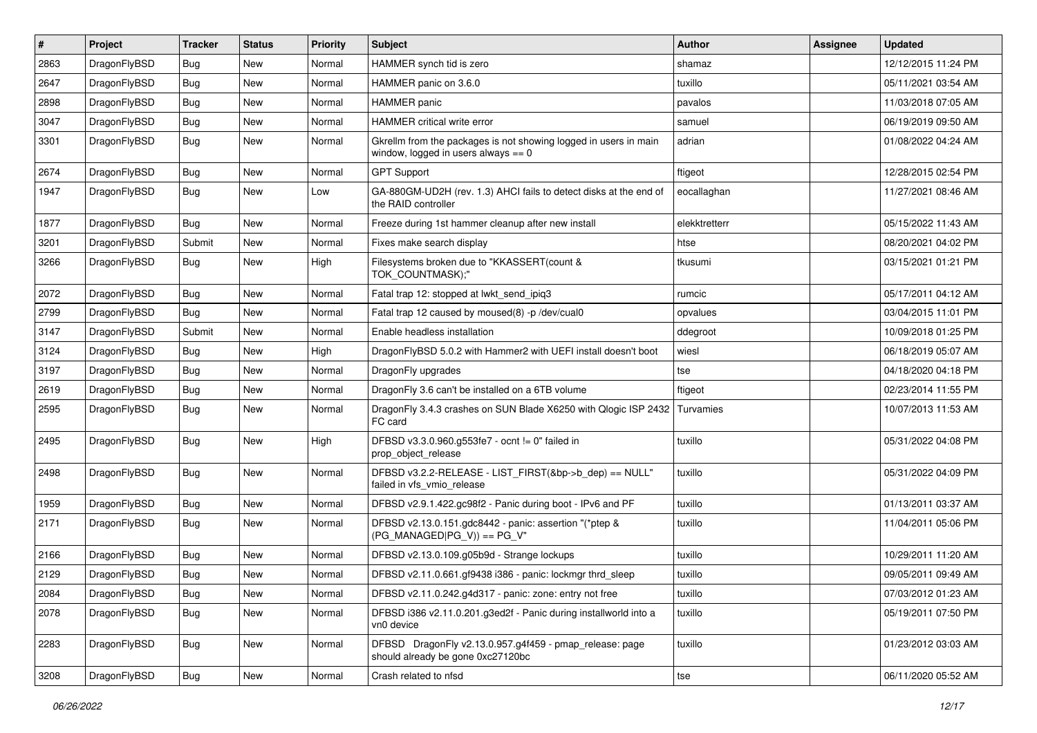| # | Project | Tracker | Status | Priority | Subject | Author | Assignee | Updated |
|---|---|---|---|---|---|---|---|---|
| 2863 | DragonFlyBSD | Bug | New | Normal | HAMMER synch tid is zero | shamaz | | 12/12/2015 11:24 PM |
| 2647 | DragonFlyBSD | Bug | New | Normal | HAMMER panic on 3.6.0 | tuxillo | | 05/11/2021 03:54 AM |
| 2898 | DragonFlyBSD | Bug | New | Normal | HAMMER panic | pavalos | | 11/03/2018 07:05 AM |
| 3047 | DragonFlyBSD | Bug | New | Normal | HAMMER critical write error | samuel | | 06/19/2019 09:50 AM |
| 3301 | DragonFlyBSD | Bug | New | Normal | Gkrellm from the packages is not showing logged in users in main window, logged in users always == 0 | adrian | | 01/08/2022 04:24 AM |
| 2674 | DragonFlyBSD | Bug | New | Normal | GPT Support | ftigeot | | 12/28/2015 02:54 PM |
| 1947 | DragonFlyBSD | Bug | New | Low | GA-880GM-UD2H (rev. 1.3) AHCI fails to detect disks at the end of the RAID controller | eocallaghan | | 11/27/2021 08:46 AM |
| 1877 | DragonFlyBSD | Bug | New | Normal | Freeze during 1st hammer cleanup after new install | elekktretterr | | 05/15/2022 11:43 AM |
| 3201 | DragonFlyBSD | Submit | New | Normal | Fixes make search display | htse | | 08/20/2021 04:02 PM |
| 3266 | DragonFlyBSD | Bug | New | High | Filesystems broken due to "KKASSERT(count & TOK_COUNTMASK);" | tkusumi | | 03/15/2021 01:21 PM |
| 2072 | DragonFlyBSD | Bug | New | Normal | Fatal trap 12: stopped at lwkt_send_ipiq3 | rumcic | | 05/17/2011 04:12 AM |
| 2799 | DragonFlyBSD | Bug | New | Normal | Fatal trap 12 caused by moused(8) -p /dev/cual0 | opvalues | | 03/04/2015 11:01 PM |
| 3147 | DragonFlyBSD | Submit | New | Normal | Enable headless installation | ddegroot | | 10/09/2018 01:25 PM |
| 3124 | DragonFlyBSD | Bug | New | High | DragonFlyBSD 5.0.2 with Hammer2 with UEFI install doesn't boot | wiesl | | 06/18/2019 05:07 AM |
| 3197 | DragonFlyBSD | Bug | New | Normal | DragonFly upgrades | tse | | 04/18/2020 04:18 PM |
| 2619 | DragonFlyBSD | Bug | New | Normal | DragonFly 3.6 can't be installed on a 6TB volume | ftigeot | | 02/23/2014 11:55 PM |
| 2595 | DragonFlyBSD | Bug | New | Normal | DragonFly 3.4.3 crashes on SUN Blade X6250 with Qlogic ISP 2432 FC card | Turvamies | | 10/07/2013 11:53 AM |
| 2495 | DragonFlyBSD | Bug | New | High | DFBSD v3.3.0.960.g553fe7 - ocnt != 0" failed in prop_object_release | tuxillo | | 05/31/2022 04:08 PM |
| 2498 | DragonFlyBSD | Bug | New | Normal | DFBSD v3.2.2-RELEASE - LIST_FIRST(&bp->b_dep) == NULL" failed in vfs_vmio_release | tuxillo | | 05/31/2022 04:09 PM |
| 1959 | DragonFlyBSD | Bug | New | Normal | DFBSD v2.9.1.422.gc98f2 - Panic during boot - IPv6 and PF | tuxillo | | 01/13/2011 03:37 AM |
| 2171 | DragonFlyBSD | Bug | New | Normal | DFBSD v2.13.0.151.gdc8442 - panic: assertion "(*ptep & (PG_MANAGED\|PG_V)) == PG_V" | tuxillo | | 11/04/2011 05:06 PM |
| 2166 | DragonFlyBSD | Bug | New | Normal | DFBSD v2.13.0.109.g05b9d - Strange lockups | tuxillo | | 10/29/2011 11:20 AM |
| 2129 | DragonFlyBSD | Bug | New | Normal | DFBSD v2.11.0.661.gf9438 i386 - panic: lockmgr thrd_sleep | tuxillo | | 09/05/2011 09:49 AM |
| 2084 | DragonFlyBSD | Bug | New | Normal | DFBSD v2.11.0.242.g4d317 - panic: zone: entry not free | tuxillo | | 07/03/2012 01:23 AM |
| 2078 | DragonFlyBSD | Bug | New | Normal | DFBSD i386 v2.11.0.201.g3ed2f - Panic during installworld into a vn0 device | tuxillo | | 05/19/2011 07:50 PM |
| 2283 | DragonFlyBSD | Bug | New | Normal | DFBSD DragonFly v2.13.0.957.g4f459 - pmap_release: page should already be gone 0xc27120bc | tuxillo | | 01/23/2012 03:03 AM |
| 3208 | DragonFlyBSD | Bug | New | Normal | Crash related to nfsd | tse | | 06/11/2020 05:52 AM |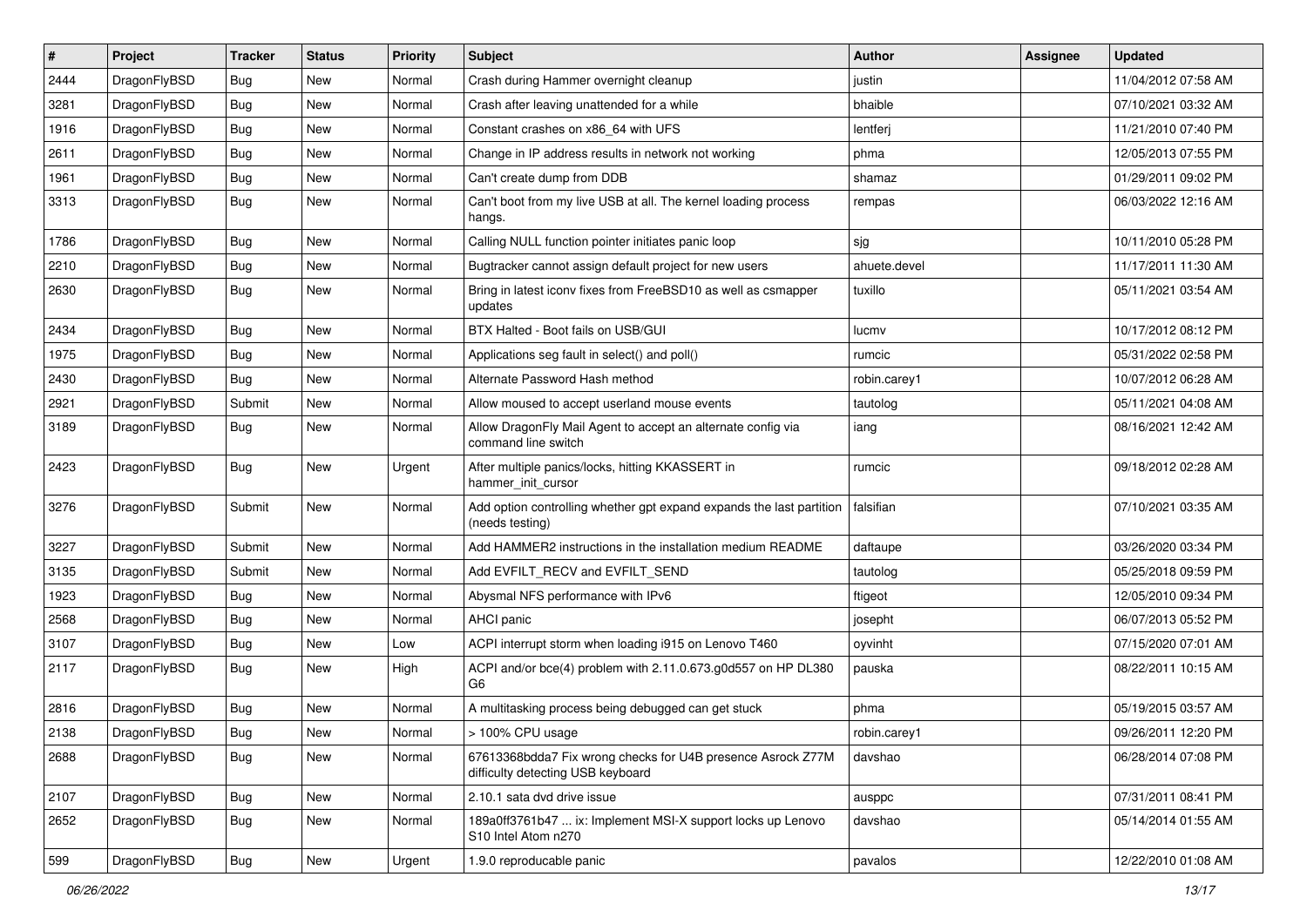| # | Project | Tracker | Status | Priority | Subject | Author | Assignee | Updated |
|---|---|---|---|---|---|---|---|---|
| 2444 | DragonFlyBSD | Bug | New | Normal | Crash during Hammer overnight cleanup | justin | | 11/04/2012 07:58 AM |
| 3281 | DragonFlyBSD | Bug | New | Normal | Crash after leaving unattended for a while | bhaible | | 07/10/2021 03:32 AM |
| 1916 | DragonFlyBSD | Bug | New | Normal | Constant crashes on x86_64 with UFS | lentferj | | 11/21/2010 07:40 PM |
| 2611 | DragonFlyBSD | Bug | New | Normal | Change in IP address results in network not working | phma | | 12/05/2013 07:55 PM |
| 1961 | DragonFlyBSD | Bug | New | Normal | Can't create dump from DDB | shamaz | | 01/29/2011 09:02 PM |
| 3313 | DragonFlyBSD | Bug | New | Normal | Can't boot from my live USB at all. The kernel loading process hangs. | rempas | | 06/03/2022 12:16 AM |
| 1786 | DragonFlyBSD | Bug | New | Normal | Calling NULL function pointer initiates panic loop | sjg | | 10/11/2010 05:28 PM |
| 2210 | DragonFlyBSD | Bug | New | Normal | Bugtracker cannot assign default project for new users | ahuete.devel | | 11/17/2011 11:30 AM |
| 2630 | DragonFlyBSD | Bug | New | Normal | Bring in latest iconv fixes from FreeBSD10 as well as csmapper updates | tuxillo | | 05/11/2021 03:54 AM |
| 2434 | DragonFlyBSD | Bug | New | Normal | BTX Halted - Boot fails on USB/GUI | lucmv | | 10/17/2012 08:12 PM |
| 1975 | DragonFlyBSD | Bug | New | Normal | Applications seg fault in select() and poll() | rumcic | | 05/31/2022 02:58 PM |
| 2430 | DragonFlyBSD | Bug | New | Normal | Alternate Password Hash method | robin.carey1 | | 10/07/2012 06:28 AM |
| 2921 | DragonFlyBSD | Submit | New | Normal | Allow moused to accept userland mouse events | tautolog | | 05/11/2021 04:08 AM |
| 3189 | DragonFlyBSD | Bug | New | Normal | Allow DragonFly Mail Agent to accept an alternate config via command line switch | iang | | 08/16/2021 12:42 AM |
| 2423 | DragonFlyBSD | Bug | New | Urgent | After multiple panics/locks, hitting KKASSERT in hammer_init_cursor | rumcic | | 09/18/2012 02:28 AM |
| 3276 | DragonFlyBSD | Submit | New | Normal | Add option controlling whether gpt expand expands the last partition (needs testing) | falsifian | | 07/10/2021 03:35 AM |
| 3227 | DragonFlyBSD | Submit | New | Normal | Add HAMMER2 instructions in the installation medium README | daftaupe | | 03/26/2020 03:34 PM |
| 3135 | DragonFlyBSD | Submit | New | Normal | Add EVFILT_RECV and EVFILT_SEND | tautolog | | 05/25/2018 09:59 PM |
| 1923 | DragonFlyBSD | Bug | New | Normal | Abysmal NFS performance with IPv6 | ftigeot | | 12/05/2010 09:34 PM |
| 2568 | DragonFlyBSD | Bug | New | Normal | AHCI panic | josepht | | 06/07/2013 05:52 PM |
| 3107 | DragonFlyBSD | Bug | New | Low | ACPI interrupt storm when loading i915 on Lenovo T460 | oyvinht | | 07/15/2020 07:01 AM |
| 2117 | DragonFlyBSD | Bug | New | High | ACPI and/or bce(4) problem with 2.11.0.673.g0d557 on HP DL380 G6 | pauska | | 08/22/2011 10:15 AM |
| 2816 | DragonFlyBSD | Bug | New | Normal | A multitasking process being debugged can get stuck | phma | | 05/19/2015 03:57 AM |
| 2138 | DragonFlyBSD | Bug | New | Normal | > 100% CPU usage | robin.carey1 | | 09/26/2011 12:20 PM |
| 2688 | DragonFlyBSD | Bug | New | Normal | 67613368bdda7 Fix wrong checks for U4B presence Asrock Z77M difficulty detecting USB keyboard | davshao | | 06/28/2014 07:08 PM |
| 2107 | DragonFlyBSD | Bug | New | Normal | 2.10.1 sata dvd drive issue | ausppc | | 07/31/2011 08:41 PM |
| 2652 | DragonFlyBSD | Bug | New | Normal | 189a0ff3761b47 ... ix: Implement MSI-X support locks up Lenovo S10 Intel Atom n270 | davshao | | 05/14/2014 01:55 AM |
| 599 | DragonFlyBSD | Bug | New | Urgent | 1.9.0 reproducable panic | pavalos | | 12/22/2010 01:08 AM |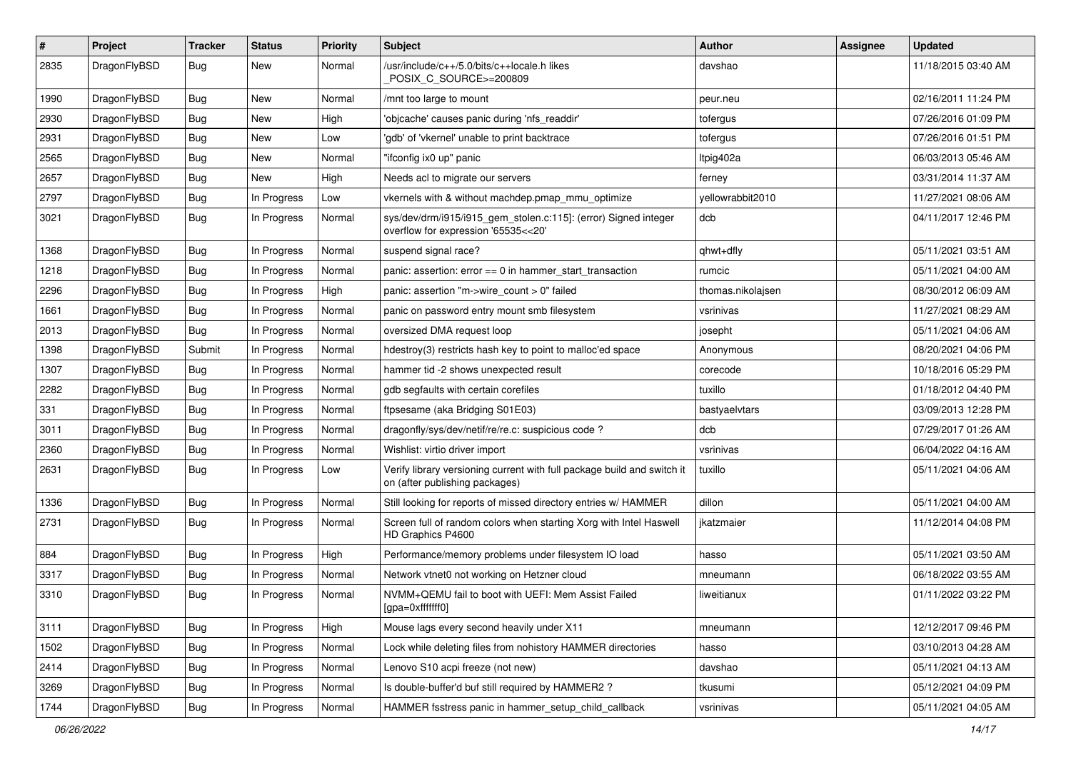| # | Project | Tracker | Status | Priority | Subject | Author | Assignee | Updated |
|---|---|---|---|---|---|---|---|---|
| 2835 | DragonFlyBSD | Bug | New | Normal | /usr/include/c++/5.0/bits/c++locale.h likes _POSIX_C_SOURCE>=200809 | davshao | | 11/18/2015 03:40 AM |
| 1990 | DragonFlyBSD | Bug | New | Normal | /mnt too large to mount | peur.neu | | 02/16/2011 11:24 PM |
| 2930 | DragonFlyBSD | Bug | New | High | 'objcache' causes panic during 'nfs_readdir' | tofergus | | 07/26/2016 01:09 PM |
| 2931 | DragonFlyBSD | Bug | New | Low | 'gdb' of 'vkernel' unable to print backtrace | tofergus | | 07/26/2016 01:51 PM |
| 2565 | DragonFlyBSD | Bug | New | Normal | "ifconfig ix0 up" panic | ltpig402a | | 06/03/2013 05:46 AM |
| 2657 | DragonFlyBSD | Bug | New | High | Needs acl to migrate our servers | ferney | | 03/31/2014 11:37 AM |
| 2797 | DragonFlyBSD | Bug | In Progress | Low | vkernels with & without machdep.pmap_mmu_optimize | yellowrabbit2010 | | 11/27/2021 08:06 AM |
| 3021 | DragonFlyBSD | Bug | In Progress | Normal | sys/dev/drm/i915/i915_gem_stolen.c:115]: (error) Signed integer overflow for expression '65535<<20' | dcb | | 04/11/2017 12:46 PM |
| 1368 | DragonFlyBSD | Bug | In Progress | Normal | suspend signal race? | qhwt+dfly | | 05/11/2021 03:51 AM |
| 1218 | DragonFlyBSD | Bug | In Progress | Normal | panic: assertion: error == 0 in hammer_start_transaction | rumcic | | 05/11/2021 04:00 AM |
| 2296 | DragonFlyBSD | Bug | In Progress | High | panic: assertion "m->wire_count > 0" failed | thomas.nikolajsen | | 08/30/2012 06:09 AM |
| 1661 | DragonFlyBSD | Bug | In Progress | Normal | panic on password entry mount smb filesystem | vsrinivas | | 11/27/2021 08:29 AM |
| 2013 | DragonFlyBSD | Bug | In Progress | Normal | oversized DMA request loop | josepht | | 05/11/2021 04:06 AM |
| 1398 | DragonFlyBSD | Submit | In Progress | Normal | hdestroy(3) restricts hash key to point to malloc'ed space | Anonymous | | 08/20/2021 04:06 PM |
| 1307 | DragonFlyBSD | Bug | In Progress | Normal | hammer tid -2 shows unexpected result | corecode | | 10/18/2016 05:29 PM |
| 2282 | DragonFlyBSD | Bug | In Progress | Normal | gdb segfaults with certain corefiles | tuxillo | | 01/18/2012 04:40 PM |
| 331 | DragonFlyBSD | Bug | In Progress | Normal | ftpsesame (aka Bridging S01E03) | bastyaelvtars | | 03/09/2013 12:28 PM |
| 3011 | DragonFlyBSD | Bug | In Progress | Normal | dragonfly/sys/dev/netif/re/re.c: suspicious code ? | dcb | | 07/29/2017 01:26 AM |
| 2360 | DragonFlyBSD | Bug | In Progress | Normal | Wishlist: virtio driver import | vsrinivas | | 06/04/2022 04:16 AM |
| 2631 | DragonFlyBSD | Bug | In Progress | Low | Verify library versioning current with full package build and switch it on (after publishing packages) | tuxillo | | 05/11/2021 04:06 AM |
| 1336 | DragonFlyBSD | Bug | In Progress | Normal | Still looking for reports of missed directory entries w/ HAMMER | dillon | | 05/11/2021 04:00 AM |
| 2731 | DragonFlyBSD | Bug | In Progress | Normal | Screen full of random colors when starting Xorg with Intel Haswell HD Graphics P4600 | jkatzmaier | | 11/12/2014 04:08 PM |
| 884 | DragonFlyBSD | Bug | In Progress | High | Performance/memory problems under filesystem IO load | hasso | | 05/11/2021 03:50 AM |
| 3317 | DragonFlyBSD | Bug | In Progress | Normal | Network vtnet0 not working on Hetzner cloud | mneumann | | 06/18/2022 03:55 AM |
| 3310 | DragonFlyBSD | Bug | In Progress | Normal | NVMM+QEMU fail to boot with UEFI: Mem Assist Failed [gpa=0xfffffff0] | liweitianux | | 01/11/2022 03:22 PM |
| 3111 | DragonFlyBSD | Bug | In Progress | High | Mouse lags every second heavily under X11 | mneumann | | 12/12/2017 09:46 PM |
| 1502 | DragonFlyBSD | Bug | In Progress | Normal | Lock while deleting files from nohistory HAMMER directories | hasso | | 03/10/2013 04:28 AM |
| 2414 | DragonFlyBSD | Bug | In Progress | Normal | Lenovo S10 acpi freeze (not new) | davshao | | 05/11/2021 04:13 AM |
| 3269 | DragonFlyBSD | Bug | In Progress | Normal | Is double-buffer'd buf still required by HAMMER2 ? | tkusumi | | 05/12/2021 04:09 PM |
| 1744 | DragonFlyBSD | Bug | In Progress | Normal | HAMMER fsstress panic in hammer_setup_child_callback | vsrinivas | | 05/11/2021 04:05 AM |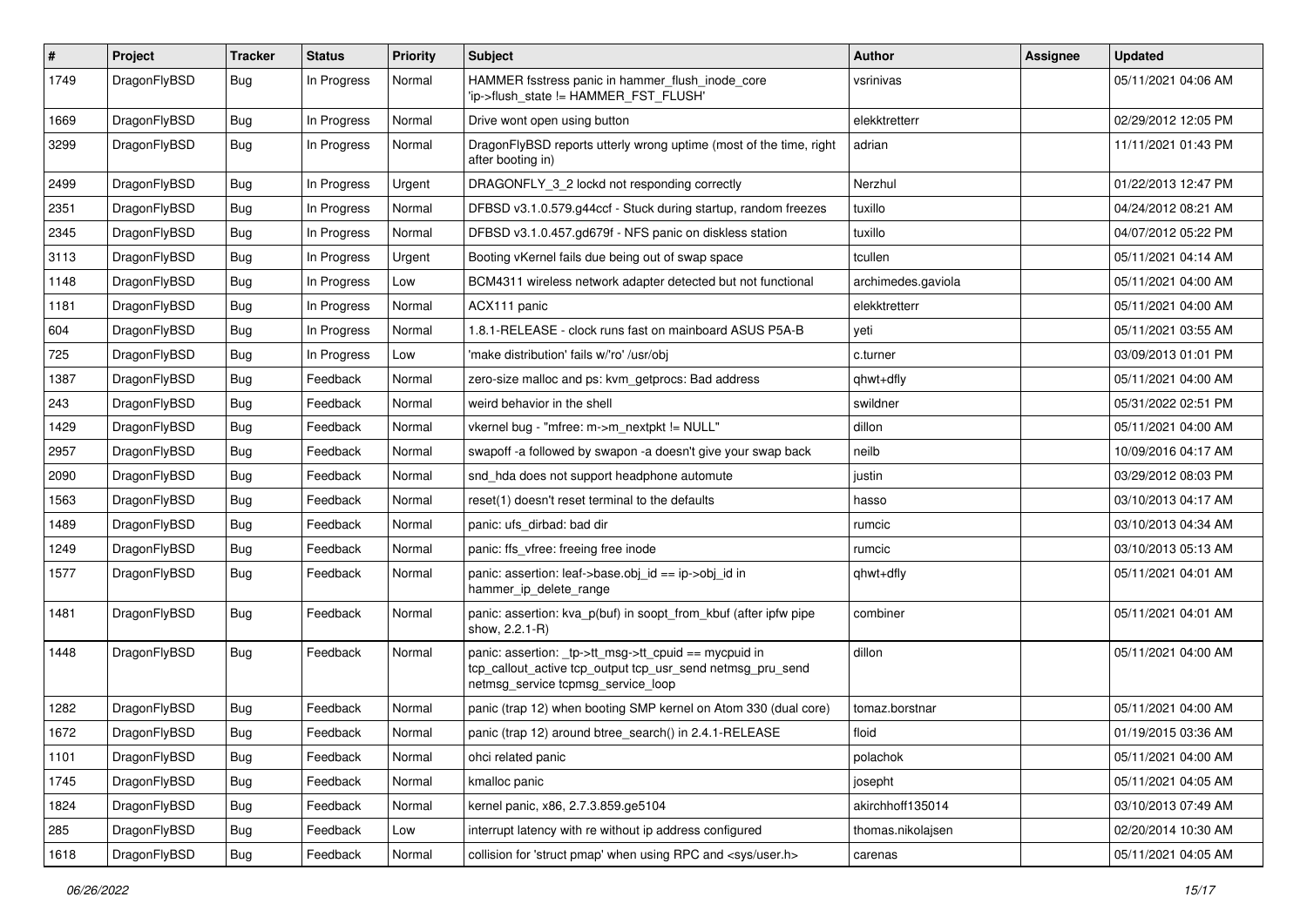| # | Project | Tracker | Status | Priority | Subject | Author | Assignee | Updated |
|---|---|---|---|---|---|---|---|---|
| 1749 | DragonFlyBSD | Bug | In Progress | Normal | HAMMER fsstress panic in hammer_flush_inode_core 'ip->flush_state != HAMMER_FST_FLUSH' | vsrinivas | | 05/11/2021 04:06 AM |
| 1669 | DragonFlyBSD | Bug | In Progress | Normal | Drive wont open using button | elekktretterr | | 02/29/2012 12:05 PM |
| 3299 | DragonFlyBSD | Bug | In Progress | Normal | DragonFlyBSD reports utterly wrong uptime (most of the time, right after booting in) | adrian | | 11/11/2021 01:43 PM |
| 2499 | DragonFlyBSD | Bug | In Progress | Urgent | DRAGONFLY_3_2 lockd not responding correctly | Nerzhul | | 01/22/2013 12:47 PM |
| 2351 | DragonFlyBSD | Bug | In Progress | Normal | DFBSD v3.1.0.579.g44ccf - Stuck during startup, random freezes | tuxillo | | 04/24/2012 08:21 AM |
| 2345 | DragonFlyBSD | Bug | In Progress | Normal | DFBSD v3.1.0.457.gd679f - NFS panic on diskless station | tuxillo | | 04/07/2012 05:22 PM |
| 3113 | DragonFlyBSD | Bug | In Progress | Urgent | Booting vKernel fails due being out of swap space | tcullen | | 05/11/2021 04:14 AM |
| 1148 | DragonFlyBSD | Bug | In Progress | Low | BCM4311 wireless network adapter detected but not functional | archimedes.gaviola | | 05/11/2021 04:00 AM |
| 1181 | DragonFlyBSD | Bug | In Progress | Normal | ACX111 panic | elekktretterr | | 05/11/2021 04:00 AM |
| 604 | DragonFlyBSD | Bug | In Progress | Normal | 1.8.1-RELEASE - clock runs fast on mainboard ASUS P5A-B | yeti | | 05/11/2021 03:55 AM |
| 725 | DragonFlyBSD | Bug | In Progress | Low | 'make distribution' fails w/'ro' /usr/obj | c.turner | | 03/09/2013 01:01 PM |
| 1387 | DragonFlyBSD | Bug | Feedback | Normal | zero-size malloc and ps: kvm_getprocs: Bad address | qhwt+dfly | | 05/11/2021 04:00 AM |
| 243 | DragonFlyBSD | Bug | Feedback | Normal | weird behavior in the shell | swildner | | 05/31/2022 02:51 PM |
| 1429 | DragonFlyBSD | Bug | Feedback | Normal | vkernel bug - "mfree: m->m_nextpkt != NULL" | dillon | | 05/11/2021 04:00 AM |
| 2957 | DragonFlyBSD | Bug | Feedback | Normal | swapoff -a followed by swapon -a doesn't give your swap back | neilb | | 10/09/2016 04:17 AM |
| 2090 | DragonFlyBSD | Bug | Feedback | Normal | snd_hda does not support headphone automute | justin | | 03/29/2012 08:03 PM |
| 1563 | DragonFlyBSD | Bug | Feedback | Normal | reset(1) doesn't reset terminal to the defaults | hasso | | 03/10/2013 04:17 AM |
| 1489 | DragonFlyBSD | Bug | Feedback | Normal | panic: ufs_dirbad: bad dir | rumcic | | 03/10/2013 04:34 AM |
| 1249 | DragonFlyBSD | Bug | Feedback | Normal | panic: ffs_vfree: freeing free inode | rumcic | | 03/10/2013 05:13 AM |
| 1577 | DragonFlyBSD | Bug | Feedback | Normal | panic: assertion: leaf->base.obj_id == ip->obj_id in hammer_ip_delete_range | qhwt+dfly | | 05/11/2021 04:01 AM |
| 1481 | DragonFlyBSD | Bug | Feedback | Normal | panic: assertion: kva_p(buf) in soopt_from_kbuf (after ipfw pipe show, 2.2.1-R) | combiner | | 05/11/2021 04:01 AM |
| 1448 | DragonFlyBSD | Bug | Feedback | Normal | panic: assertion: _tp->tt_msg->tt_cpuid == mycpuid in tcp_callout_active tcp_output tcp_usr_send netmsg_pru_send netmsg_service tcpmsg_service_loop | dillon | | 05/11/2021 04:00 AM |
| 1282 | DragonFlyBSD | Bug | Feedback | Normal | panic (trap 12) when booting SMP kernel on Atom 330 (dual core) | tomaz.borstnar | | 05/11/2021 04:00 AM |
| 1672 | DragonFlyBSD | Bug | Feedback | Normal | panic (trap 12) around btree_search() in 2.4.1-RELEASE | floid | | 01/19/2015 03:36 AM |
| 1101 | DragonFlyBSD | Bug | Feedback | Normal | ohci related panic | polachok | | 05/11/2021 04:00 AM |
| 1745 | DragonFlyBSD | Bug | Feedback | Normal | kmalloc panic | josepht | | 05/11/2021 04:05 AM |
| 1824 | DragonFlyBSD | Bug | Feedback | Normal | kernel panic, x86, 2.7.3.859.ge5104 | akirchhoff135014 | | 03/10/2013 07:49 AM |
| 285 | DragonFlyBSD | Bug | Feedback | Low | interrupt latency with re without ip address configured | thomas.nikolajsen | | 02/20/2014 10:30 AM |
| 1618 | DragonFlyBSD | Bug | Feedback | Normal | collision for 'struct pmap' when using RPC and <sys/user.h> | carenas | | 05/11/2021 04:05 AM |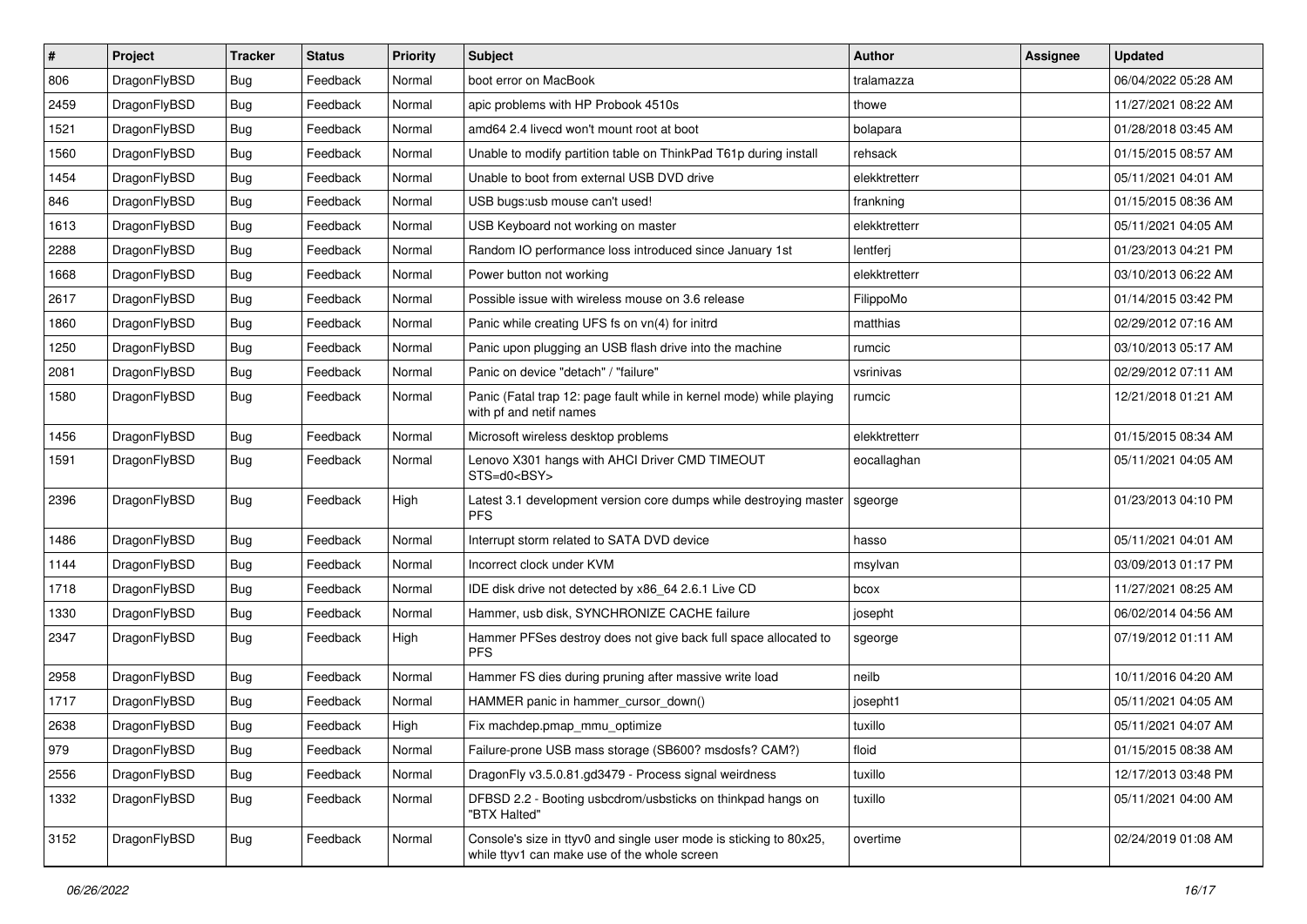| # | Project | Tracker | Status | Priority | Subject | Author | Assignee | Updated |
|---|---|---|---|---|---|---|---|---|
| 806 | DragonFlyBSD | Bug | Feedback | Normal | boot error on MacBook | tralamazza | | 06/04/2022 05:28 AM |
| 2459 | DragonFlyBSD | Bug | Feedback | Normal | apic problems with HP Probook 4510s | thowe | | 11/27/2021 08:22 AM |
| 1521 | DragonFlyBSD | Bug | Feedback | Normal | amd64 2.4 livecd won't mount root at boot | bolapara | | 01/28/2018 03:45 AM |
| 1560 | DragonFlyBSD | Bug | Feedback | Normal | Unable to modify partition table on ThinkPad T61p during install | rehsack | | 01/15/2015 08:57 AM |
| 1454 | DragonFlyBSD | Bug | Feedback | Normal | Unable to boot from external USB DVD drive | elekktretterr | | 05/11/2021 04:01 AM |
| 846 | DragonFlyBSD | Bug | Feedback | Normal | USB bugs:usb mouse can't used! | frankning | | 01/15/2015 08:36 AM |
| 1613 | DragonFlyBSD | Bug | Feedback | Normal | USB Keyboard not working on master | elekktretterr | | 05/11/2021 04:05 AM |
| 2288 | DragonFlyBSD | Bug | Feedback | Normal | Random IO performance loss introduced since January 1st | lentferj | | 01/23/2013 04:21 PM |
| 1668 | DragonFlyBSD | Bug | Feedback | Normal | Power button not working | elekktretterr | | 03/10/2013 06:22 AM |
| 2617 | DragonFlyBSD | Bug | Feedback | Normal | Possible issue with wireless mouse on 3.6 release | FilippoMo | | 01/14/2015 03:42 PM |
| 1860 | DragonFlyBSD | Bug | Feedback | Normal | Panic while creating UFS fs on vn(4) for initrd | matthias | | 02/29/2012 07:16 AM |
| 1250 | DragonFlyBSD | Bug | Feedback | Normal | Panic upon plugging an USB flash drive into the machine | rumcic | | 03/10/2013 05:17 AM |
| 2081 | DragonFlyBSD | Bug | Feedback | Normal | Panic on device "detach" / "failure" | vsrinivas | | 02/29/2012 07:11 AM |
| 1580 | DragonFlyBSD | Bug | Feedback | Normal | Panic (Fatal trap 12: page fault while in kernel mode) while playing with pf and netif names | rumcic | | 12/21/2018 01:21 AM |
| 1456 | DragonFlyBSD | Bug | Feedback | Normal | Microsoft wireless desktop problems | elekktretterr | | 01/15/2015 08:34 AM |
| 1591 | DragonFlyBSD | Bug | Feedback | Normal | Lenovo X301 hangs with AHCI Driver CMD TIMEOUT STS=d0<BSY> | eocallaghan | | 05/11/2021 04:05 AM |
| 2396 | DragonFlyBSD | Bug | Feedback | High | Latest 3.1 development version core dumps while destroying master PFS | sgeorge | | 01/23/2013 04:10 PM |
| 1486 | DragonFlyBSD | Bug | Feedback | Normal | Interrupt storm related to SATA DVD device | hasso | | 05/11/2021 04:01 AM |
| 1144 | DragonFlyBSD | Bug | Feedback | Normal | Incorrect clock under KVM | msylvan | | 03/09/2013 01:17 PM |
| 1718 | DragonFlyBSD | Bug | Feedback | Normal | IDE disk drive not detected by x86_64 2.6.1 Live CD | bcox | | 11/27/2021 08:25 AM |
| 1330 | DragonFlyBSD | Bug | Feedback | Normal | Hammer, usb disk, SYNCHRONIZE CACHE failure | josepht | | 06/02/2014 04:56 AM |
| 2347 | DragonFlyBSD | Bug | Feedback | High | Hammer PFSes destroy does not give back full space allocated to PFS | sgeorge | | 07/19/2012 01:11 AM |
| 2958 | DragonFlyBSD | Bug | Feedback | Normal | Hammer FS dies during pruning after massive write load | neilb | | 10/11/2016 04:20 AM |
| 1717 | DragonFlyBSD | Bug | Feedback | Normal | HAMMER panic in hammer_cursor_down() | josepht1 | | 05/11/2021 04:05 AM |
| 2638 | DragonFlyBSD | Bug | Feedback | High | Fix machdep.pmap_mmu_optimize | tuxillo | | 05/11/2021 04:07 AM |
| 979 | DragonFlyBSD | Bug | Feedback | Normal | Failure-prone USB mass storage (SB600? msdosfs? CAM?) | floid | | 01/15/2015 08:38 AM |
| 2556 | DragonFlyBSD | Bug | Feedback | Normal | DragonFly v3.5.0.81.gd3479 - Process signal weirdness | tuxillo | | 12/17/2013 03:48 PM |
| 1332 | DragonFlyBSD | Bug | Feedback | Normal | DFBSD 2.2 - Booting usbcdrom/usbsticks on thinkpad hangs on "BTX Halted" | tuxillo | | 05/11/2021 04:00 AM |
| 3152 | DragonFlyBSD | Bug | Feedback | Normal | Console's size in ttyv0 and single user mode is sticking to 80x25, while ttyv1 can make use of the whole screen | overtime | | 02/24/2019 01:08 AM |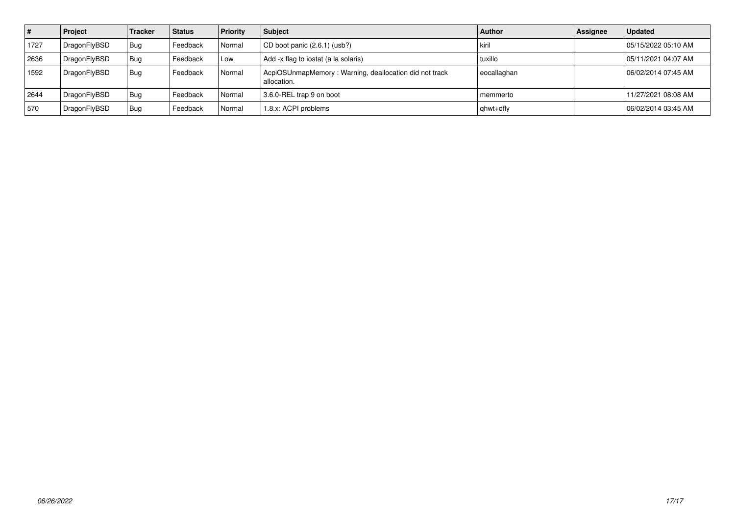| # | Project | Tracker | Status | Priority | Subject | Author | Assignee | Updated |
|---|---|---|---|---|---|---|---|---|
| 1727 | DragonFlyBSD | Bug | Feedback | Normal | CD boot panic (2.6.1) (usb?) | kiril | | 05/15/2022 05:10 AM |
| 2636 | DragonFlyBSD | Bug | Feedback | Low | Add -x flag to iostat (a la solaris) | tuxillo | | 05/11/2021 04:07 AM |
| 1592 | DragonFlyBSD | Bug | Feedback | Normal | AcpiOSUnmapMemory : Warning, deallocation did not track allocation. | eocallaghan | | 06/02/2014 07:45 AM |
| 2644 | DragonFlyBSD | Bug | Feedback | Normal | 3.6.0-REL trap 9 on boot | memmerto | | 11/27/2021 08:08 AM |
| 570 | DragonFlyBSD | Bug | Feedback | Normal | 1.8.x: ACPI problems | qhwt+dfly | | 06/02/2014 03:45 AM |